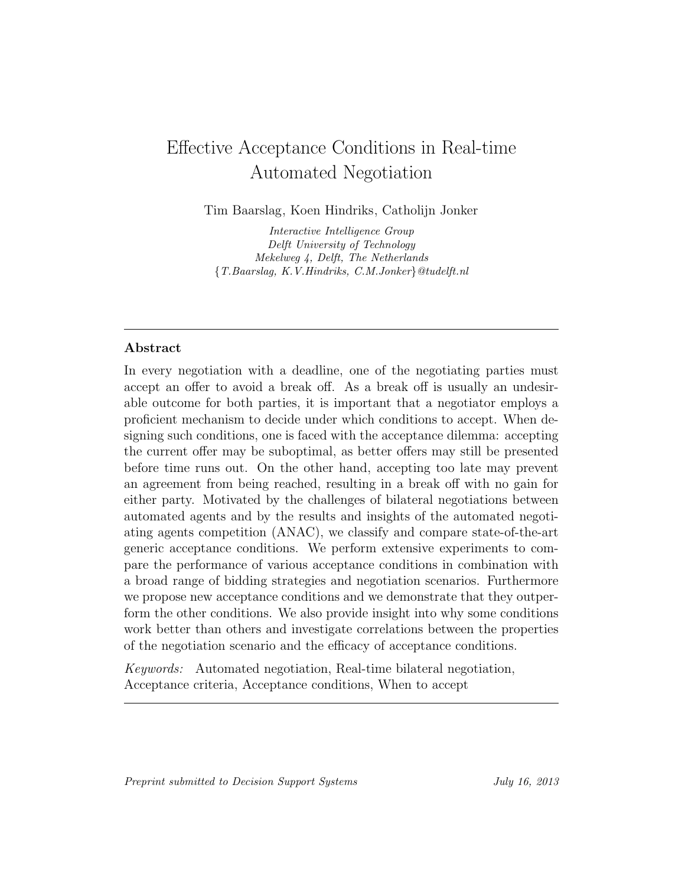# Effective Acceptance Conditions in Real-time Automated Negotiation

Tim Baarslag, Koen Hindriks, Catholijn Jonker

*Interactive Intelligence Group*
*Delft University of Technology*
*Mekelweg 4, Delft, The Netherlands*
*{T.Baarslag, K.V.Hindriks, C.M.Jonker}@tudelft.nl*

---

## Abstract

In every negotiation with a deadline, one of the negotiating parties must accept an offer to avoid a break off. As a break off is usually an undesirable outcome for both parties, it is important that a negotiator employs a proficient mechanism to decide under which conditions to accept. When designing such conditions, one is faced with the acceptance dilemma: accepting the current offer may be suboptimal, as better offers may still be presented before time runs out. On the other hand, accepting too late may prevent an agreement from being reached, resulting in a break off with no gain for either party. Motivated by the challenges of bilateral negotiations between automated agents and by the results and insights of the automated negotiating agents competition (ANAC), we classify and compare state-of-the-art generic acceptance conditions. We perform extensive experiments to compare the performance of various acceptance conditions in combination with a broad range of bidding strategies and negotiation scenarios. Furthermore we propose new acceptance conditions and we demonstrate that they outperform the other conditions. We also provide insight into why some conditions work better than others and investigate correlations between the properties of the negotiation scenario and the efficacy of acceptance conditions.

*Keywords:* Automated negotiation, Real-time bilateral negotiation, Acceptance criteria, Acceptance conditions, When to accept

---

*Preprint submitted to Decision Support Systems* — *July 16, 2013*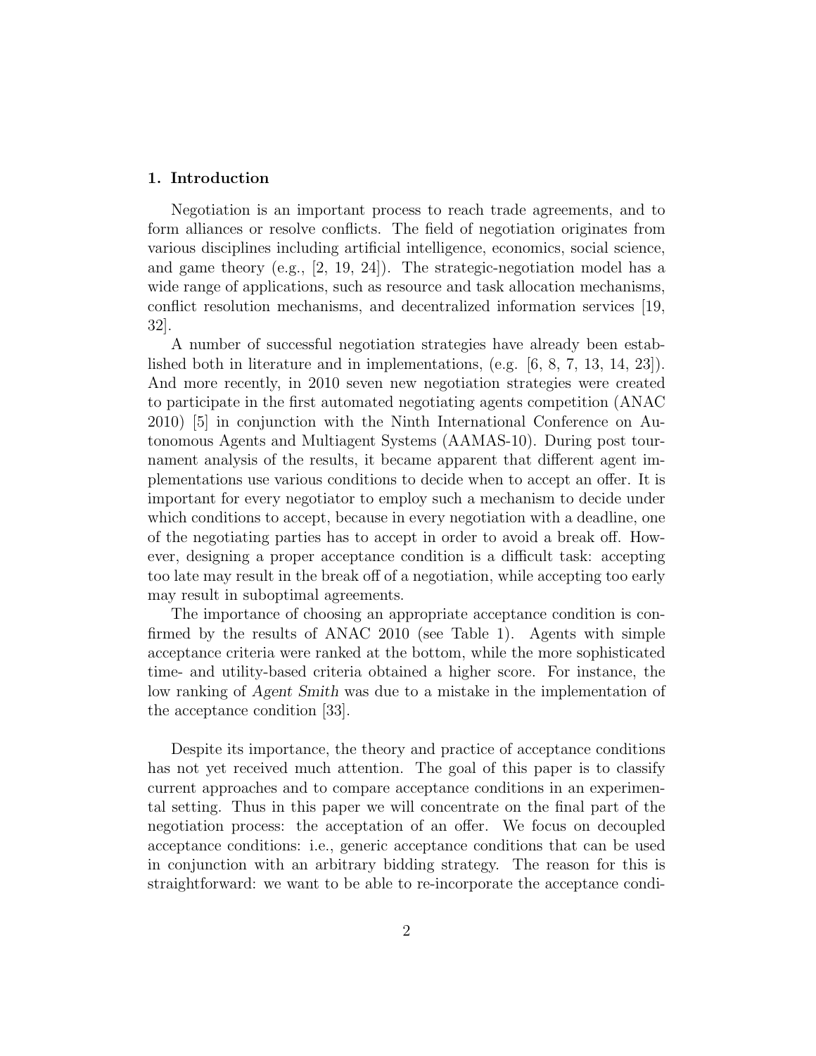## 1. Introduction

Negotiation is an important process to reach trade agreements, and to form alliances or resolve conflicts. The field of negotiation originates from various disciplines including artificial intelligence, economics, social science, and game theory (e.g., [2, 19, 24]). The strategic-negotiation model has a wide range of applications, such as resource and task allocation mechanisms, conflict resolution mechanisms, and decentralized information services [19, 32].

A number of successful negotiation strategies have already been established both in literature and in implementations, (e.g. [6, 8, 7, 13, 14, 23]). And more recently, in 2010 seven new negotiation strategies were created to participate in the first automated negotiating agents competition (ANAC 2010) [5] in conjunction with the Ninth International Conference on Autonomous Agents and Multiagent Systems (AAMAS-10). During post tournament analysis of the results, it became apparent that different agent implementations use various conditions to decide when to accept an offer. It is important for every negotiator to employ such a mechanism to decide under which conditions to accept, because in every negotiation with a deadline, one of the negotiating parties has to accept in order to avoid a break off. However, designing a proper acceptance condition is a difficult task: accepting too late may result in the break off of a negotiation, while accepting too early may result in suboptimal agreements.

The importance of choosing an appropriate acceptance condition is confirmed by the results of ANAC 2010 (see Table 1). Agents with simple acceptance criteria were ranked at the bottom, while the more sophisticated time- and utility-based criteria obtained a higher score. For instance, the low ranking of *Agent Smith* was due to a mistake in the implementation of the acceptance condition [33].

Despite its importance, the theory and practice of acceptance conditions has not yet received much attention. The goal of this paper is to classify current approaches and to compare acceptance conditions in an experimental setting. Thus in this paper we will concentrate on the final part of the negotiation process: the acceptation of an offer. We focus on decoupled acceptance conditions: i.e., generic acceptance conditions that can be used in conjunction with an arbitrary bidding strategy. The reason for this is straightforward: we want to be able to re-incorporate the acceptance condi-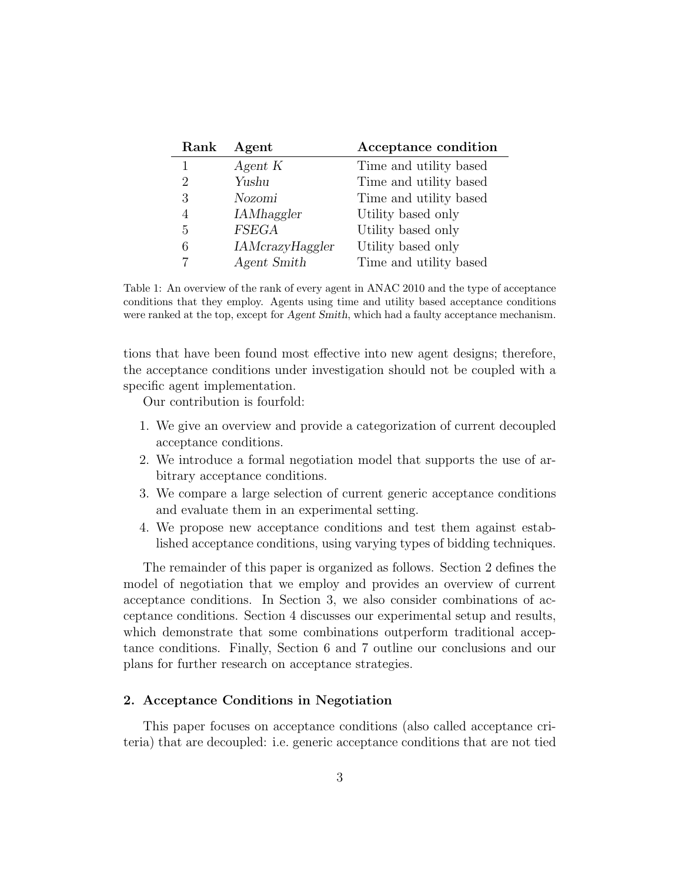| Rank | Agent | Acceptance condition |
|---|---|---|
| 1 | *Agent K* | Time and utility based |
| 2 | *Yushu* | Time and utility based |
| 3 | *Nozomi* | Time and utility based |
| 4 | *IAMhaggler* | Utility based only |
| 5 | *FSEGA* | Utility based only |
| 6 | *IAMcrazyHaggler* | Utility based only |
| 7 | *Agent Smith* | Time and utility based |

Table 1: An overview of the rank of every agent in ANAC 2010 and the type of acceptance conditions that they employ. Agents using time and utility based acceptance conditions were ranked at the top, except for *Agent Smith*, which had a faulty acceptance mechanism.

tions that have been found most effective into new agent designs; therefore, the acceptance conditions under investigation should not be coupled with a specific agent implementation.

Our contribution is fourfold:

1. We give an overview and provide a categorization of current decoupled acceptance conditions.
2. We introduce a formal negotiation model that supports the use of arbitrary acceptance conditions.
3. We compare a large selection of current generic acceptance conditions and evaluate them in an experimental setting.
4. We propose new acceptance conditions and test them against established acceptance conditions, using varying types of bidding techniques.

The remainder of this paper is organized as follows. Section 2 defines the model of negotiation that we employ and provides an overview of current acceptance conditions. In Section 3, we also consider combinations of acceptance conditions. Section 4 discusses our experimental setup and results, which demonstrate that some combinations outperform traditional acceptance conditions. Finally, Section 6 and 7 outline our conclusions and our plans for further research on acceptance strategies.

## 2. Acceptance Conditions in Negotiation

This paper focuses on acceptance conditions (also called acceptance criteria) that are decoupled: i.e. generic acceptance conditions that are not tied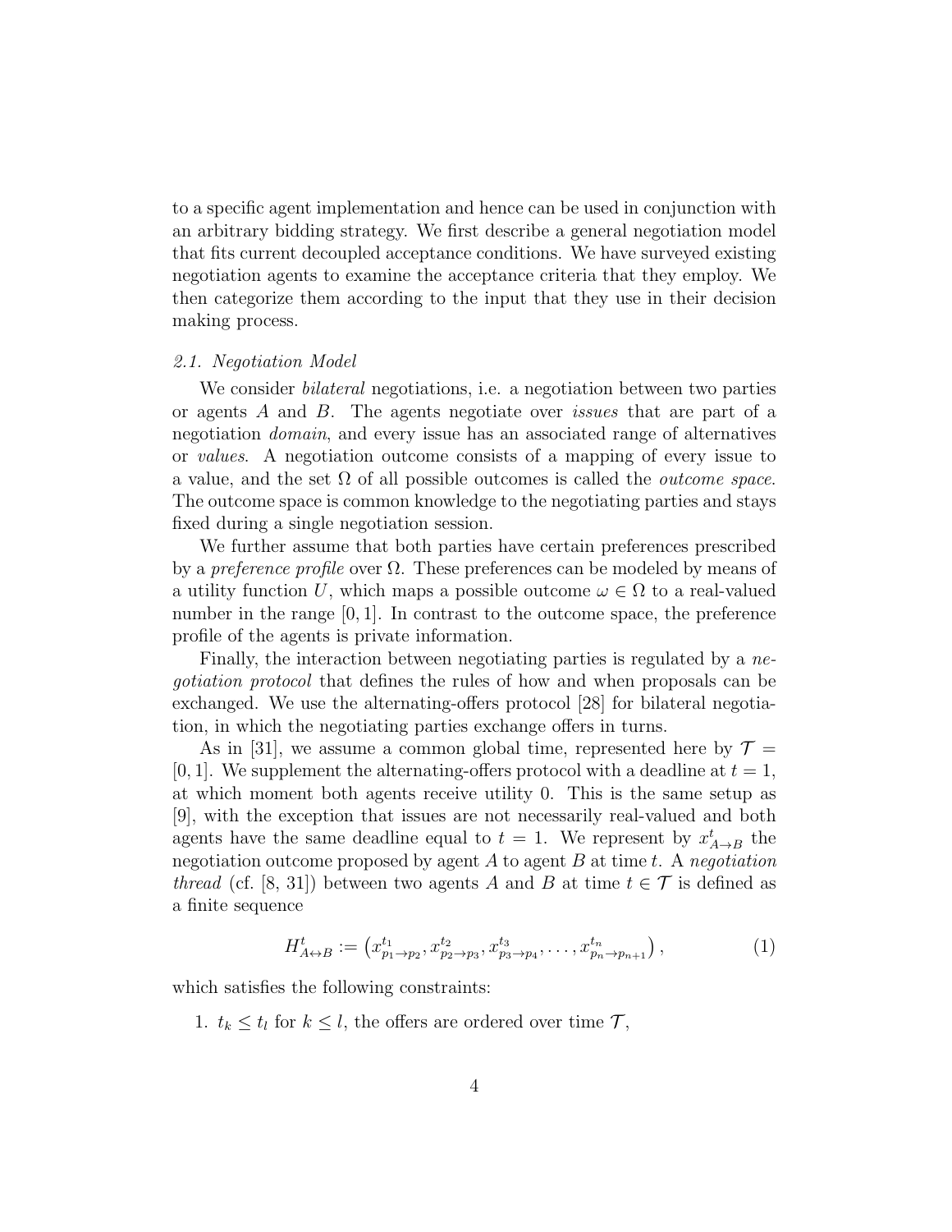to a specific agent implementation and hence can be used in conjunction with an arbitrary bidding strategy. We first describe a general negotiation model that fits current decoupled acceptance conditions. We have surveyed existing negotiation agents to examine the acceptance criteria that they employ. We then categorize them according to the input that they use in their decision making process.

### *2.1. Negotiation Model*

We consider *bilateral* negotiations, i.e. a negotiation between two parties or agents $A$ and $B$. The agents negotiate over *issues* that are part of a negotiation *domain*, and every issue has an associated range of alternatives or *values*. A negotiation outcome consists of a mapping of every issue to a value, and the set $\Omega$ of all possible outcomes is called the *outcome space*. The outcome space is common knowledge to the negotiating parties and stays fixed during a single negotiation session.

We further assume that both parties have certain preferences prescribed by a *preference profile* over $\Omega$. These preferences can be modeled by means of a utility function $U$, which maps a possible outcome $\omega \in \Omega$ to a real-valued number in the range $[0, 1]$. In contrast to the outcome space, the preference profile of the agents is private information.

Finally, the interaction between negotiating parties is regulated by a *negotiation protocol* that defines the rules of how and when proposals can be exchanged. We use the alternating-offers protocol [28] for bilateral negotiation, in which the negotiating parties exchange offers in turns.

As in [31], we assume a common global time, represented here by $\mathcal{T} = [0, 1]$. We supplement the alternating-offers protocol with a deadline at $t = 1$, at which moment both agents receive utility 0. This is the same setup as [9], with the exception that issues are not necessarily real-valued and both agents have the same deadline equal to $t = 1$. We represent by $x^t_{A \to B}$ the negotiation outcome proposed by agent $A$ to agent $B$ at time $t$. A *negotiation thread* (cf. [8, 31]) between two agents $A$ and $B$ at time $t \in \mathcal{T}$ is defined as a finite sequence

$$H^t_{A \leftrightarrow B} := \left( x^{t_1}_{p_1 \to p_2}, x^{t_2}_{p_2 \to p_3}, x^{t_3}_{p_3 \to p_4}, \ldots, x^{t_n}_{p_n \to p_{n+1}} \right), \tag{1}$$

which satisfies the following constraints:

1. $t_k \leq t_l$ for $k \leq l$, the offers are ordered over time $\mathcal{T}$,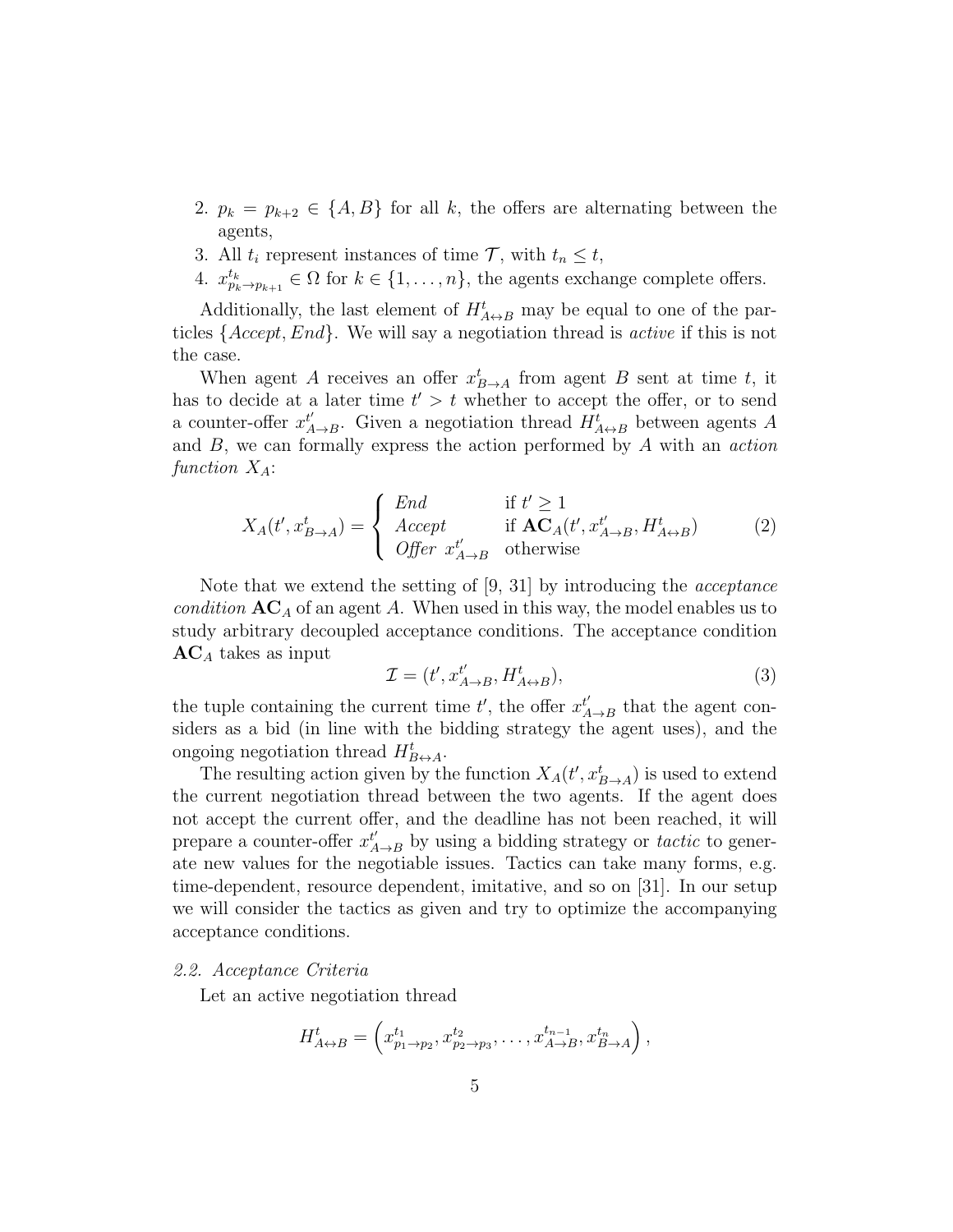2. $p_k = p_{k+2} \in \{A, B\}$ for all $k$, the offers are alternating between the agents,
3. All $t_i$ represent instances of time $\mathcal{T}$, with $t_n \leq t$,
4. $x^{t_k}_{p_k \to p_{k+1}} \in \Omega$ for $k \in \{1, \dots, n\}$, the agents exchange complete offers.

Additionally, the last element of $H^t_{A \leftrightarrow B}$ may be equal to one of the particles $\{Accept, End\}$. We will say a negotiation thread is *active* if this is not the case.

When agent $A$ receives an offer $x^t_{B \to A}$ from agent $B$ sent at time $t$, it has to decide at a later time $t' > t$ whether to accept the offer, or to send a counter-offer $x^{t'}_{A \to B}$. Given a negotiation thread $H^t_{A \leftrightarrow B}$ between agents $A$ and $B$, we can formally express the action performed by $A$ with an *action function* $X_A$:

$$X_A(t', x^t_{B \to A}) = \begin{cases} End & \text{if } t' \geq 1 \\ Accept & \text{if } \mathbf{AC}_A(t', x^{t'}_{A \to B}, H^t_{A \leftrightarrow B}) \\ Offer \ x^{t'}_{A \to B} & \text{otherwise} \end{cases} \tag{2}$$

Note that we extend the setting of [9, 31] by introducing the *acceptance condition* $\mathbf{AC}_A$ of an agent $A$. When used in this way, the model enables us to study arbitrary decoupled acceptance conditions. The acceptance condition $\mathbf{AC}_A$ takes as input

$$\mathcal{I} = (t', x^{t'}_{A \to B}, H^t_{A \leftrightarrow B}), \tag{3}$$

the tuple containing the current time $t'$, the offer $x^{t'}_{A \to B}$ that the agent considers as a bid (in line with the bidding strategy the agent uses), and the ongoing negotiation thread $H^t_{B \leftrightarrow A}$.

The resulting action given by the function $X_A(t', x^t_{B \to A})$ is used to extend the current negotiation thread between the two agents. If the agent does not accept the current offer, and the deadline has not been reached, it will prepare a counter-offer $x^{t'}_{A \to B}$ by using a bidding strategy or *tactic* to generate new values for the negotiable issues. Tactics can take many forms, e.g. time-dependent, resource dependent, imitative, and so on [31]. In our setup we will consider the tactics as given and try to optimize the accompanying acceptance conditions.

### *2.2. Acceptance Criteria*

Let an active negotiation thread

$$H^t_{A \leftrightarrow B} = \left( x^{t_1}_{p_1 \to p_2}, x^{t_2}_{p_2 \to p_3}, \dots, x^{t_{n-1}}_{A \to B}, x^{t_n}_{B \to A} \right),$$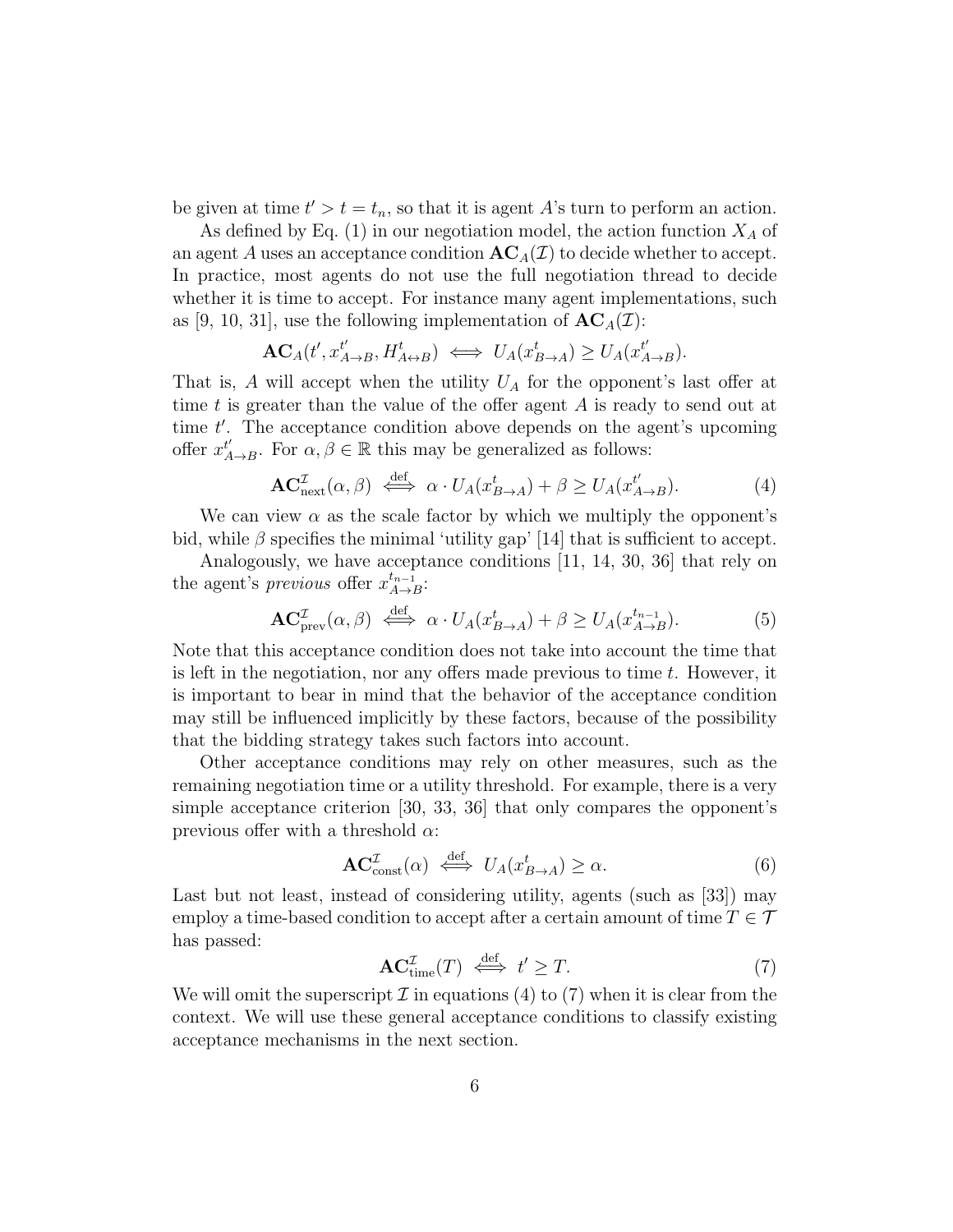be given at time $t' > t = t_n$, so that it is agent $A$'s turn to perform an action.

As defined by Eq. (1) in our negotiation model, the action function $X_A$ of an agent $A$ uses an acceptance condition $\mathbf{AC}_A(\mathcal{I})$ to decide whether to accept. In practice, most agents do not use the full negotiation thread to decide whether it is time to accept. For instance many agent implementations, such as [9, 10, 31], use the following implementation of $\mathbf{AC}_A(\mathcal{I})$:

$$\mathbf{AC}_A(t', x^{t'}_{A\to B}, H^t_{A\leftrightarrow B}) \iff U_A(x^t_{B\to A}) \geq U_A(x^{t'}_{A\to B}).$$

That is, $A$ will accept when the utility $U_A$ for the opponent's last offer at time $t$ is greater than the value of the offer agent $A$ is ready to send out at time $t'$. The acceptance condition above depends on the agent's upcoming offer $x^{t'}_{A\to B}$. For $\alpha, \beta \in \mathbb{R}$ this may be generalized as follows:

$$\mathbf{AC}^{\mathcal{I}}_{\text{next}}(\alpha, \beta) \overset{\text{def}}{\iff} \alpha \cdot U_A(x^t_{B\to A}) + \beta \geq U_A(x^{t'}_{A\to B}). \tag{4}$$

We can view $\alpha$ as the scale factor by which we multiply the opponent's bid, while $\beta$ specifies the minimal 'utility gap' [14] that is sufficient to accept.

Analogously, we have acceptance conditions [11, 14, 30, 36] that rely on the agent's *previous* offer $x^{t_{n-1}}_{A\to B}$:

$$\mathbf{AC}^{\mathcal{I}}_{\text{prev}}(\alpha, \beta) \overset{\text{def}}{\iff} \alpha \cdot U_A(x^t_{B\to A}) + \beta \geq U_A(x^{t_{n-1}}_{A\to B}). \tag{5}$$

Note that this acceptance condition does not take into account the time that is left in the negotiation, nor any offers made previous to time $t$. However, it is important to bear in mind that the behavior of the acceptance condition may still be influenced implicitly by these factors, because of the possibility that the bidding strategy takes such factors into account.

Other acceptance conditions may rely on other measures, such as the remaining negotiation time or a utility threshold. For example, there is a very simple acceptance criterion [30, 33, 36] that only compares the opponent's previous offer with a threshold $\alpha$:

$$\mathbf{AC}^{\mathcal{I}}_{\text{const}}(\alpha) \overset{\text{def}}{\iff} U_A(x^t_{B\to A}) \geq \alpha. \tag{6}$$

Last but not least, instead of considering utility, agents (such as [33]) may employ a time-based condition to accept after a certain amount of time $T \in \mathcal{T}$ has passed:

$$\mathbf{AC}^{\mathcal{I}}_{\text{time}}(T) \overset{\text{def}}{\iff} t' \geq T. \tag{7}$$

We will omit the superscript $\mathcal{I}$ in equations (4) to (7) when it is clear from the context. We will use these general acceptance conditions to classify existing acceptance mechanisms in the next section.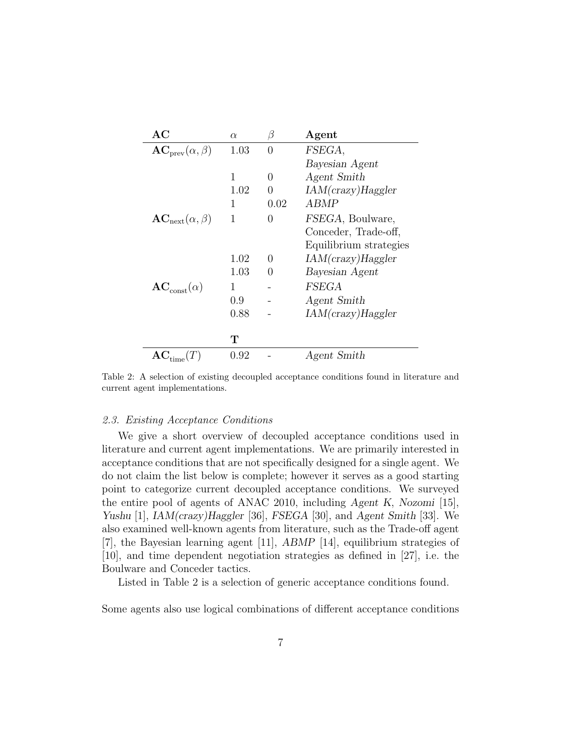| AC | $\alpha$ | $\beta$ | Agent |
|---|---|---|---|
| $\mathbf{AC}_{\text{prev}}(\alpha, \beta)$ | 1.03 | 0 | *FSEGA*, *Bayesian Agent* |
| | 1 | 0 | *Agent Smith* |
| | 1.02 | 0 | *IAM(crazy)Haggler* |
| | 1 | 0.02 | *ABMP* |
| $\mathbf{AC}_{\text{next}}(\alpha, \beta)$ | 1 | 0 | *FSEGA*, Boulware, Conceder, Trade-off, Equilibrium strategies |
| | 1.02 | 0 | *IAM(crazy)Haggler* |
| | 1.03 | 0 | *Bayesian Agent* |
| $\mathbf{AC}_{\text{const}}(\alpha)$ | 1 | - | *FSEGA* |
| | 0.9 | - | *Agent Smith* |
| | 0.88 | - | *IAM(crazy)Haggler* |
| | **T** | | |
| $\mathbf{AC}_{\text{time}}(T)$ | 0.92 | - | *Agent Smith* |

Table 2: A selection of existing decoupled acceptance conditions found in literature and current agent implementations.

### *2.3. Existing Acceptance Conditions*

We give a short overview of decoupled acceptance conditions used in literature and current agent implementations. We are primarily interested in acceptance conditions that are not specifically designed for a single agent. We do not claim the list below is complete; however it serves as a good starting point to categorize current decoupled acceptance conditions. We surveyed the entire pool of agents of ANAC 2010, including *Agent K*, *Nozomi* [15], *Yushu* [1], *IAM(crazy)Haggler* [36], *FSEGA* [30], and *Agent Smith* [33]. We also examined well-known agents from literature, such as the Trade-off agent [7], the Bayesian learning agent [11], *ABMP* [14], equilibrium strategies of [10], and time dependent negotiation strategies as defined in [27], i.e. the Boulware and Conceder tactics.

Listed in Table 2 is a selection of generic acceptance conditions found.

Some agents also use logical combinations of different acceptance conditions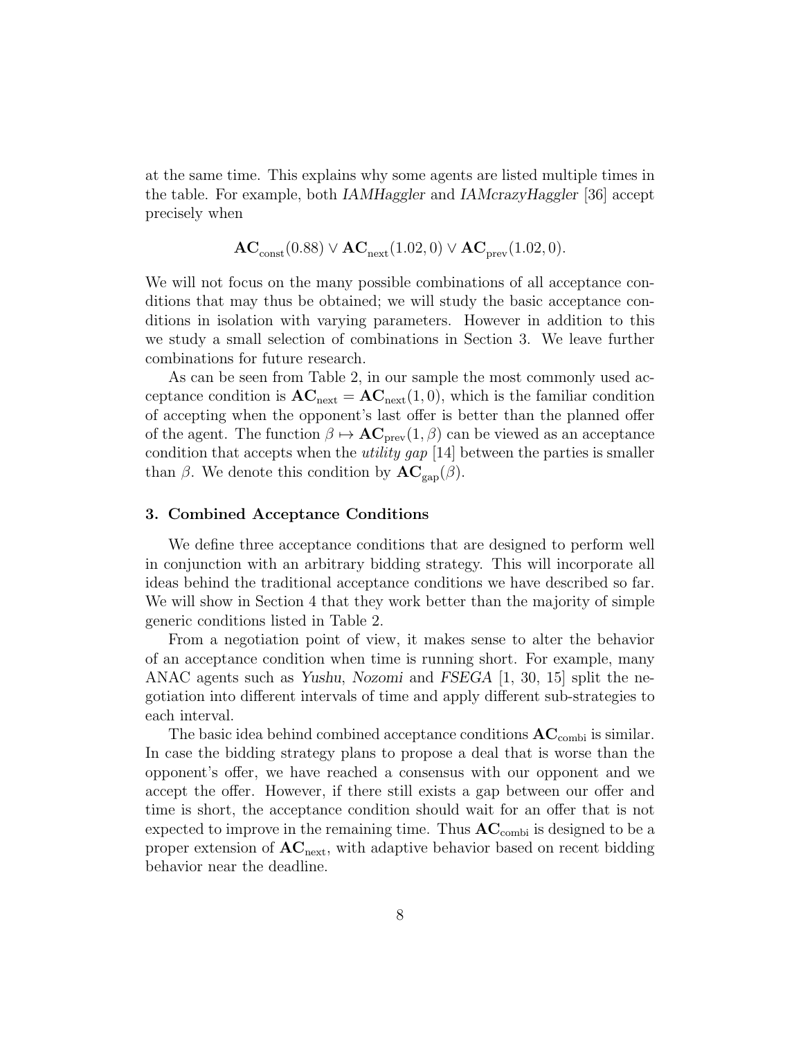at the same time. This explains why some agents are listed multiple times in the table. For example, both *IAMHaggler* and *IAMcrazyHaggler* [36] accept precisely when

$$\mathbf{AC}_{\text{const}}(0.88) \vee \mathbf{AC}_{\text{next}}(1.02, 0) \vee \mathbf{AC}_{\text{prev}}(1.02, 0).$$

We will not focus on the many possible combinations of all acceptance conditions that may thus be obtained; we will study the basic acceptance conditions in isolation with varying parameters. However in addition to this we study a small selection of combinations in Section 3. We leave further combinations for future research.

As can be seen from Table 2, in our sample the most commonly used acceptance condition is $\mathbf{AC}_{\text{next}} = \mathbf{AC}_{\text{next}}(1, 0)$, which is the familiar condition of accepting when the opponent's last offer is better than the planned offer of the agent. The function $\beta \mapsto \mathbf{AC}_{\text{prev}}(1, \beta)$ can be viewed as an acceptance condition that accepts when the *utility gap* [14] between the parties is smaller than $\beta$. We denote this condition by $\mathbf{AC}_{\text{gap}}(\beta)$.

## 3. Combined Acceptance Conditions

We define three acceptance conditions that are designed to perform well in conjunction with an arbitrary bidding strategy. This will incorporate all ideas behind the traditional acceptance conditions we have described so far. We will show in Section 4 that they work better than the majority of simple generic conditions listed in Table 2.

From a negotiation point of view, it makes sense to alter the behavior of an acceptance condition when time is running short. For example, many ANAC agents such as *Yushu*, *Nozomi* and *FSEGA* [1, 30, 15] split the negotiation into different intervals of time and apply different sub-strategies to each interval.

The basic idea behind combined acceptance conditions $\mathbf{AC}_{\text{combi}}$ is similar. In case the bidding strategy plans to propose a deal that is worse than the opponent's offer, we have reached a consensus with our opponent and we accept the offer. However, if there still exists a gap between our offer and time is short, the acceptance condition should wait for an offer that is not expected to improve in the remaining time. Thus $\mathbf{AC}_{\text{combi}}$ is designed to be a proper extension of $\mathbf{AC}_{\text{next}}$, with adaptive behavior based on recent bidding behavior near the deadline.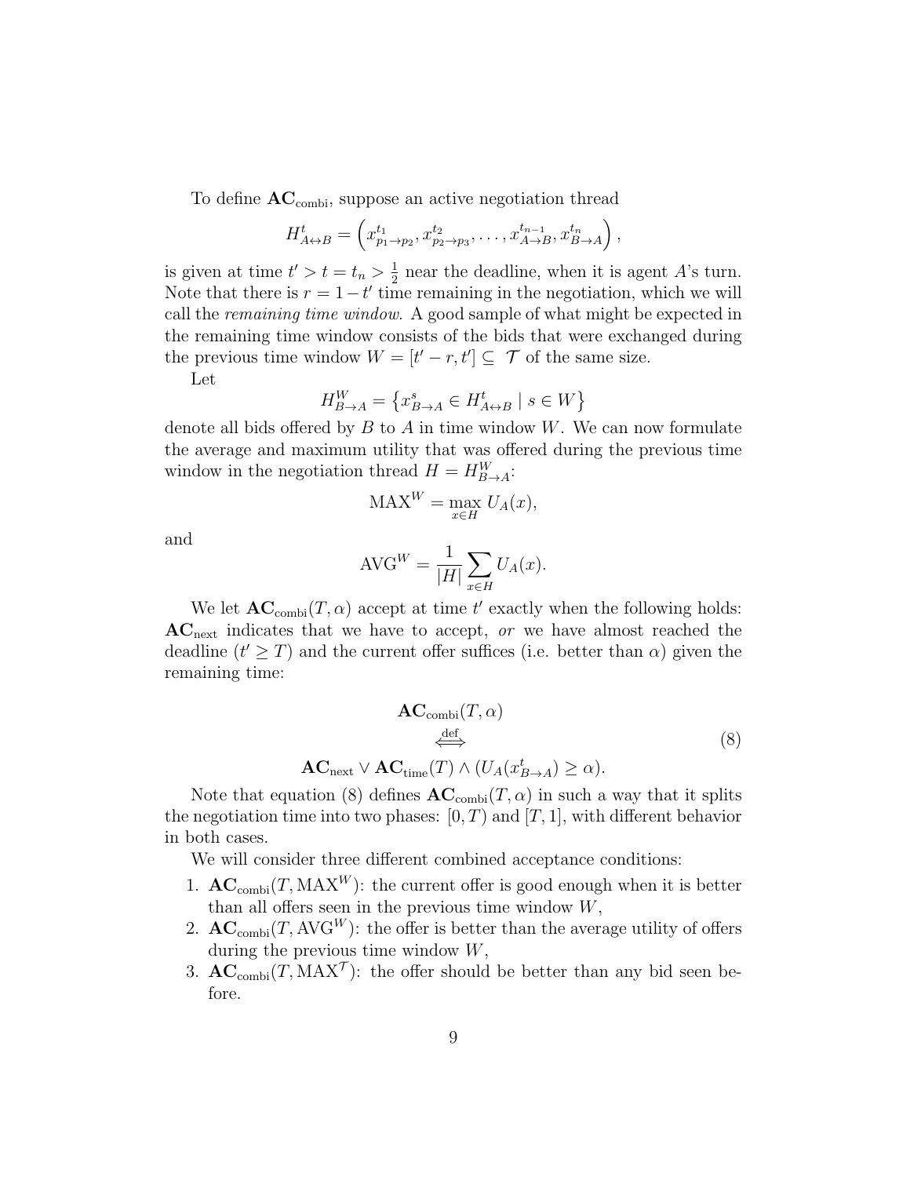To define $\mathbf{AC}_{\text{combi}}$, suppose an active negotiation thread

$$H^t_{A \leftrightarrow B} = \left( x^{t_1}_{p_1 \to p_2}, x^{t_2}_{p_2 \to p_3}, \ldots, x^{t_{n-1}}_{A \to B}, x^{t_n}_{B \to A} \right),$$

is given at time $t' > t = t_n > \frac{1}{2}$ near the deadline, when it is agent $A$'s turn. Note that there is $r = 1 - t'$ time remaining in the negotiation, which we will call the *remaining time window*. A good sample of what might be expected in the remaining time window consists of the bids that were exchanged during the previous time window $W = [t' - r, t'] \subseteq \mathcal{T}$ of the same size.

Let

$$H^W_{B \to A} = \left\{ x^s_{B \to A} \in H^t_{A \leftrightarrow B} \mid s \in W \right\}$$

denote all bids offered by $B$ to $A$ in time window $W$. We can now formulate the average and maximum utility that was offered during the previous time window in the negotiation thread $H = H^W_{B \to A}$:

$$\text{MAX}^W = \max_{x \in H} U_A(x),$$

and

$$\text{AVG}^W = \frac{1}{|H|} \sum_{x \in H} U_A(x).$$

We let $\mathbf{AC}_{\text{combi}}(T, \alpha)$ accept at time $t'$ exactly when the following holds: $\mathbf{AC}_{\text{next}}$ indicates that we have to accept, *or* we have almost reached the deadline ($t' \geq T$) and the current offer suffices (i.e. better than $\alpha$) given the remaining time:

$$\begin{gathered} \mathbf{AC}_{\text{combi}}(T, \alpha) \\ \overset{\text{def}}{\iff} \\ \mathbf{AC}_{\text{next}} \vee \mathbf{AC}_{\text{time}}(T) \wedge (U_A(x^t_{B \to A}) \geq \alpha). \end{gathered} \tag{8}$$

Note that equation (8) defines $\mathbf{AC}_{\text{combi}}(T, \alpha)$ in such a way that it splits the negotiation time into two phases: $[0, T)$ and $[T, 1]$, with different behavior in both cases.

We will consider three different combined acceptance conditions:

1. $\mathbf{AC}_{\text{combi}}(T, \text{MAX}^W)$: the current offer is good enough when it is better than all offers seen in the previous time window $W$,
2. $\mathbf{AC}_{\text{combi}}(T, \text{AVG}^W)$: the offer is better than the average utility of offers during the previous time window $W$,
3. $\mathbf{AC}_{\text{combi}}(T, \text{MAX}^{\mathcal{T}})$: the offer should be better than any bid seen before.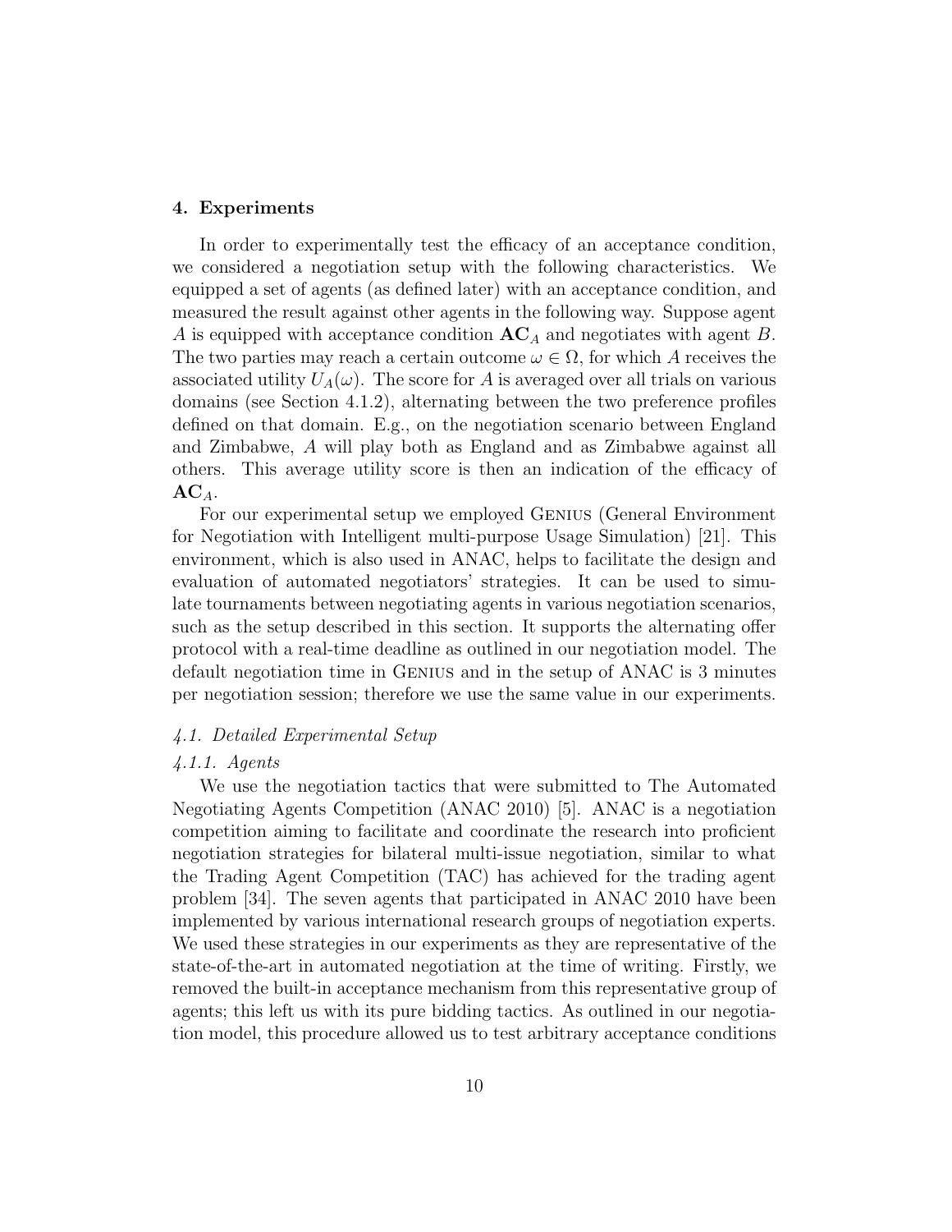## 4. Experiments

In order to experimentally test the efficacy of an acceptance condition, we considered a negotiation setup with the following characteristics. We equipped a set of agents (as defined later) with an acceptance condition, and measured the result against other agents in the following way. Suppose agent $A$ is equipped with acceptance condition $\mathbf{AC}_A$ and negotiates with agent $B$. The two parties may reach a certain outcome $\omega \in \Omega$, for which $A$ receives the associated utility $U_A(\omega)$. The score for $A$ is averaged over all trials on various domains (see Section 4.1.2), alternating between the two preference profiles defined on that domain. E.g., on the negotiation scenario between England and Zimbabwe, $A$ will play both as England and as Zimbabwe against all others. This average utility score is then an indication of the efficacy of $\mathbf{AC}_A$.

For our experimental setup we employed Genius (General Environment for Negotiation with Intelligent multi-purpose Usage Simulation) [21]. This environment, which is also used in ANAC, helps to facilitate the design and evaluation of automated negotiators' strategies. It can be used to simulate tournaments between negotiating agents in various negotiation scenarios, such as the setup described in this section. It supports the alternating offer protocol with a real-time deadline as outlined in our negotiation model. The default negotiation time in Genius and in the setup of ANAC is 3 minutes per negotiation session; therefore we use the same value in our experiments.

### *4.1. Detailed Experimental Setup*

#### *4.1.1. Agents*

We use the negotiation tactics that were submitted to The Automated Negotiating Agents Competition (ANAC 2010) [5]. ANAC is a negotiation competition aiming to facilitate and coordinate the research into proficient negotiation strategies for bilateral multi-issue negotiation, similar to what the Trading Agent Competition (TAC) has achieved for the trading agent problem [34]. The seven agents that participated in ANAC 2010 have been implemented by various international research groups of negotiation experts. We used these strategies in our experiments as they are representative of the state-of-the-art in automated negotiation at the time of writing. Firstly, we removed the built-in acceptance mechanism from this representative group of agents; this left us with its pure bidding tactics. As outlined in our negotiation model, this procedure allowed us to test arbitrary acceptance conditions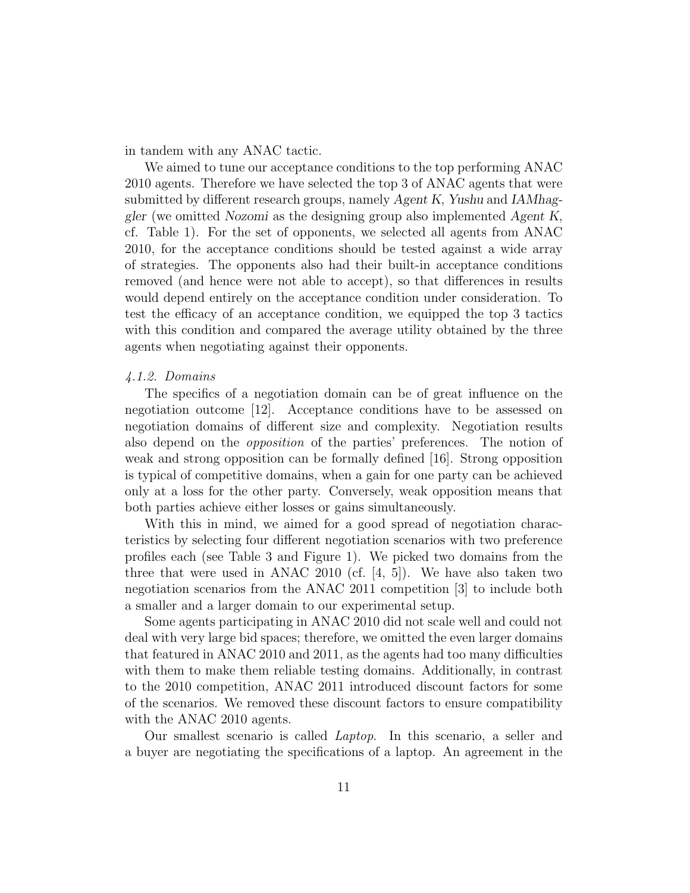in tandem with any ANAC tactic.

We aimed to tune our acceptance conditions to the top performing ANAC 2010 agents. Therefore we have selected the top 3 of ANAC agents that were submitted by different research groups, namely *Agent K*, *Yushu* and *IAMhaggler* (we omitted *Nozomi* as the designing group also implemented *Agent K*, cf. Table 1). For the set of opponents, we selected all agents from ANAC 2010, for the acceptance conditions should be tested against a wide array of strategies. The opponents also had their built-in acceptance conditions removed (and hence were not able to accept), so that differences in results would depend entirely on the acceptance condition under consideration. To test the efficacy of an acceptance condition, we equipped the top 3 tactics with this condition and compared the average utility obtained by the three agents when negotiating against their opponents.

#### *4.1.2. Domains*

The specifics of a negotiation domain can be of great influence on the negotiation outcome [12]. Acceptance conditions have to be assessed on negotiation domains of different size and complexity. Negotiation results also depend on the *opposition* of the parties' preferences. The notion of weak and strong opposition can be formally defined [16]. Strong opposition is typical of competitive domains, when a gain for one party can be achieved only at a loss for the other party. Conversely, weak opposition means that both parties achieve either losses or gains simultaneously.

With this in mind, we aimed for a good spread of negotiation characteristics by selecting four different negotiation scenarios with two preference profiles each (see Table 3 and Figure 1). We picked two domains from the three that were used in ANAC 2010 (cf. [4, 5]). We have also taken two negotiation scenarios from the ANAC 2011 competition [3] to include both a smaller and a larger domain to our experimental setup.

Some agents participating in ANAC 2010 did not scale well and could not deal with very large bid spaces; therefore, we omitted the even larger domains that featured in ANAC 2010 and 2011, as the agents had too many difficulties with them to make them reliable testing domains. Additionally, in contrast to the 2010 competition, ANAC 2011 introduced discount factors for some of the scenarios. We removed these discount factors to ensure compatibility with the ANAC 2010 agents.

Our smallest scenario is called *Laptop*. In this scenario, a seller and a buyer are negotiating the specifications of a laptop. An agreement in the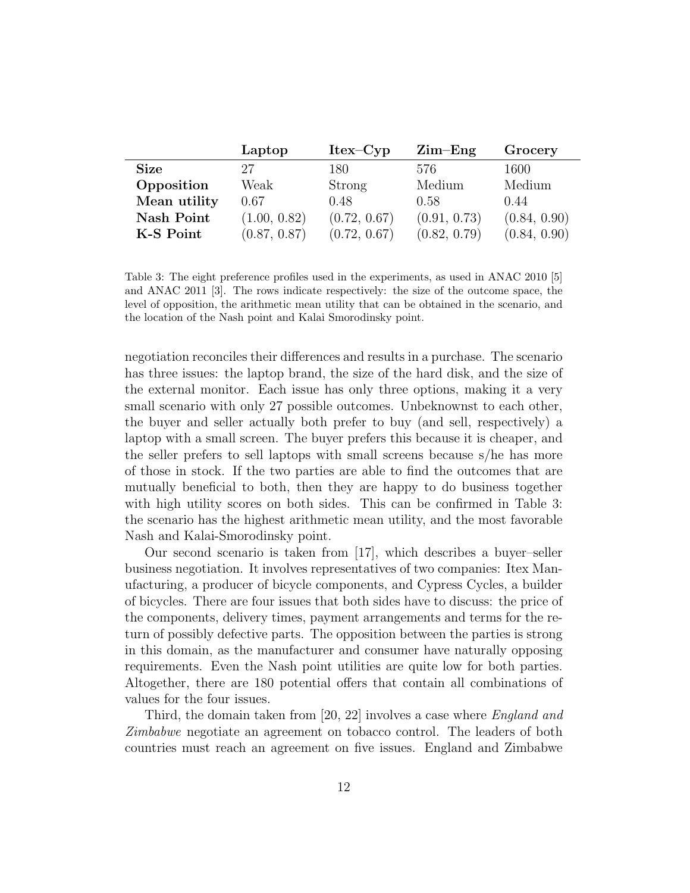| | **Laptop** | **Itex–Cyp** | **Zim–Eng** | **Grocery** |
|---|---|---|---|---|
| **Size** | 27 | 180 | 576 | 1600 |
| **Opposition** | Weak | Strong | Medium | Medium |
| **Mean utility** | 0.67 | 0.48 | 0.58 | 0.44 |
| **Nash Point** | (1.00, 0.82) | (0.72, 0.67) | (0.91, 0.73) | (0.84, 0.90) |
| **K-S Point** | (0.87, 0.87) | (0.72, 0.67) | (0.82, 0.79) | (0.84, 0.90) |

Table 3: The eight preference profiles used in the experiments, as used in ANAC 2010 [5] and ANAC 2011 [3]. The rows indicate respectively: the size of the outcome space, the level of opposition, the arithmetic mean utility that can be obtained in the scenario, and the location of the Nash point and Kalai Smorodinsky point.

negotiation reconciles their differences and results in a purchase. The scenario has three issues: the laptop brand, the size of the hard disk, and the size of the external monitor. Each issue has only three options, making it a very small scenario with only 27 possible outcomes. Unbeknownst to each other, the buyer and seller actually both prefer to buy (and sell, respectively) a laptop with a small screen. The buyer prefers this because it is cheaper, and the seller prefers to sell laptops with small screens because s/he has more of those in stock. If the two parties are able to find the outcomes that are mutually beneficial to both, then they are happy to do business together with high utility scores on both sides. This can be confirmed in Table 3: the scenario has the highest arithmetic mean utility, and the most favorable Nash and Kalai-Smorodinsky point.

Our second scenario is taken from [17], which describes a buyer–seller business negotiation. It involves representatives of two companies: Itex Manufacturing, a producer of bicycle components, and Cypress Cycles, a builder of bicycles. There are four issues that both sides have to discuss: the price of the components, delivery times, payment arrangements and terms for the return of possibly defective parts. The opposition between the parties is strong in this domain, as the manufacturer and consumer have naturally opposing requirements. Even the Nash point utilities are quite low for both parties. Altogether, there are 180 potential offers that contain all combinations of values for the four issues.

Third, the domain taken from [20, 22] involves a case where *England and Zimbabwe* negotiate an agreement on tobacco control. The leaders of both countries must reach an agreement on five issues. England and Zimbabwe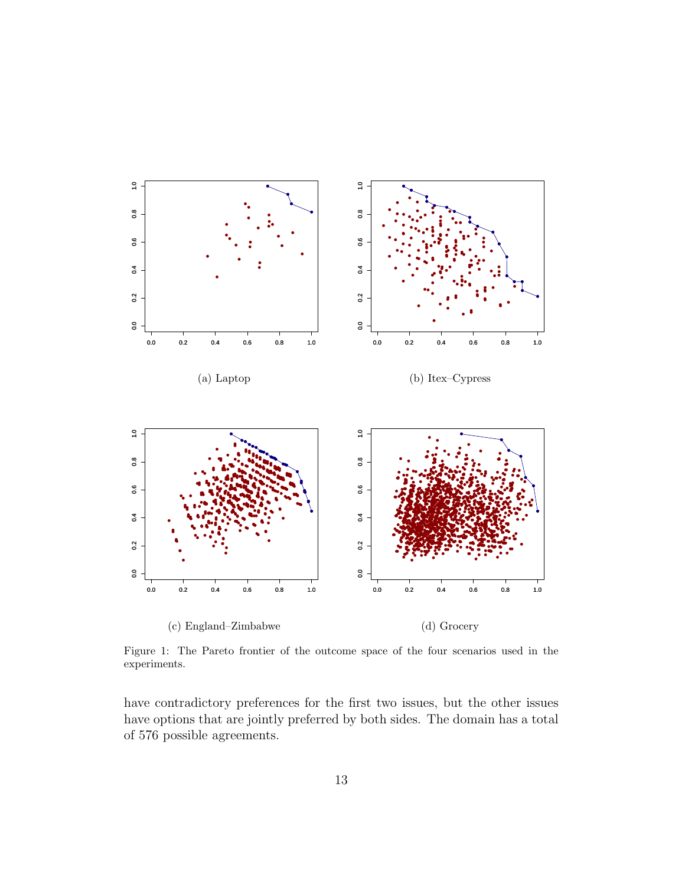(a) Laptop

(b) Itex–Cypress

(c) England–Zimbabwe

(d) Grocery

Figure 1: The Pareto frontier of the outcome space of the four scenarios used in the experiments.

have contradictory preferences for the first two issues, but the other issues have options that are jointly preferred by both sides. The domain has a total of 576 possible agreements.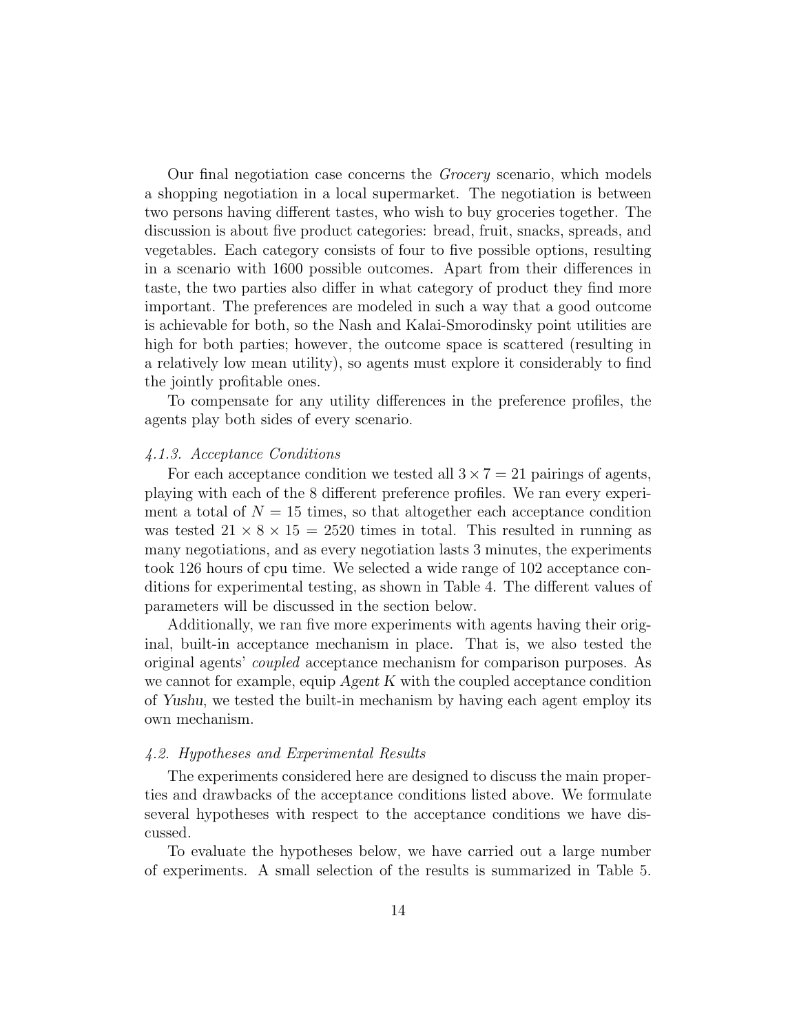Our final negotiation case concerns the *Grocery* scenario, which models a shopping negotiation in a local supermarket. The negotiation is between two persons having different tastes, who wish to buy groceries together. The discussion is about five product categories: bread, fruit, snacks, spreads, and vegetables. Each category consists of four to five possible options, resulting in a scenario with 1600 possible outcomes. Apart from their differences in taste, the two parties also differ in what category of product they find more important. The preferences are modeled in such a way that a good outcome is achievable for both, so the Nash and Kalai-Smorodinsky point utilities are high for both parties; however, the outcome space is scattered (resulting in a relatively low mean utility), so agents must explore it considerably to find the jointly profitable ones.

To compensate for any utility differences in the preference profiles, the agents play both sides of every scenario.

### *4.1.3. Acceptance Conditions*

For each acceptance condition we tested all $3 \times 7 = 21$ pairings of agents, playing with each of the 8 different preference profiles. We ran every experiment a total of $N = 15$ times, so that altogether each acceptance condition was tested $21 \times 8 \times 15 = 2520$ times in total. This resulted in running as many negotiations, and as every negotiation lasts 3 minutes, the experiments took 126 hours of cpu time. We selected a wide range of 102 acceptance conditions for experimental testing, as shown in Table 4. The different values of parameters will be discussed in the section below.

Additionally, we ran five more experiments with agents having their original, built-in acceptance mechanism in place. That is, we also tested the original agents' *coupled* acceptance mechanism for comparison purposes. As we cannot for example, equip *Agent K* with the coupled acceptance condition of *Yushu*, we tested the built-in mechanism by having each agent employ its own mechanism.

## *4.2. Hypotheses and Experimental Results*

The experiments considered here are designed to discuss the main properties and drawbacks of the acceptance conditions listed above. We formulate several hypotheses with respect to the acceptance conditions we have discussed.

To evaluate the hypotheses below, we have carried out a large number of experiments. A small selection of the results is summarized in Table 5.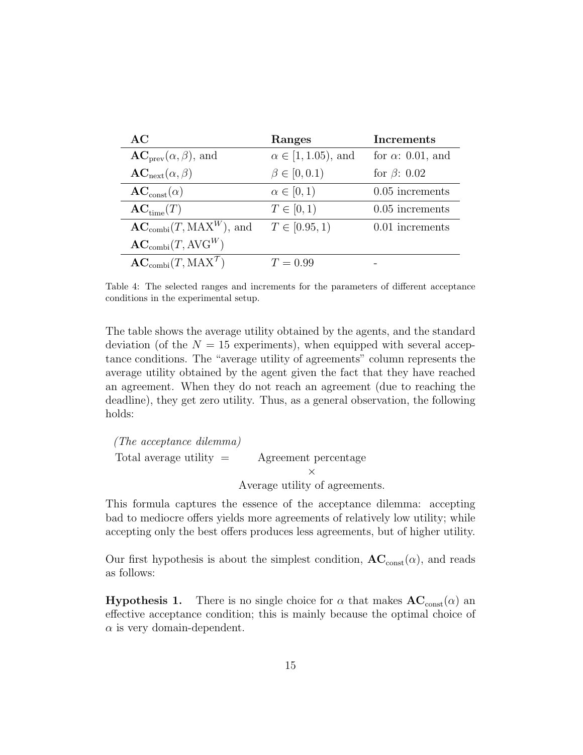| **AC** | **Ranges** | **Increments** |
|---|---|---|
| $\mathbf{AC}_{\text{prev}}(\alpha, \beta)$, and | $\alpha \in [1, 1.05)$, and | for $\alpha$: 0.01, and |
| $\mathbf{AC}_{\text{next}}(\alpha, \beta)$ | $\beta \in [0, 0.1)$ | for $\beta$: 0.02 |
| $\mathbf{AC}_{\text{const}}(\alpha)$ | $\alpha \in [0, 1)$ | 0.05 increments |
| $\mathbf{AC}_{\text{time}}(T)$ | $T \in [0, 1)$ | 0.05 increments |
| $\mathbf{AC}_{\text{combi}}(T, \text{MAX}^W)$, and | $T \in [0.95, 1)$ | 0.01 increments |
| $\mathbf{AC}_{\text{combi}}(T, \text{AVG}^W)$ | | |
| $\mathbf{AC}_{\text{combi}}(T, \text{MAX}^\mathcal{T})$ | $T = 0.99$ | - |

Table 4: The selected ranges and increments for the parameters of different acceptance conditions in the experimental setup.

The table shows the average utility obtained by the agents, and the standard deviation (of the $N = 15$ experiments), when equipped with several acceptance conditions. The "average utility of agreements" column represents the average utility obtained by the agent given the fact that they have reached an agreement. When they do not reach an agreement (due to reaching the deadline), they get zero utility. Thus, as a general observation, the following holds:

*(The acceptance dilemma)*

$$\text{Total average utility} = \text{Agreement percentage} \times \text{Average utility of agreements.}$$

This formula captures the essence of the acceptance dilemma: accepting bad to mediocre offers yields more agreements of relatively low utility; while accepting only the best offers produces less agreements, but of higher utility.

Our first hypothesis is about the simplest condition, $\mathbf{AC}_{\text{const}}(\alpha)$, and reads as follows:

**Hypothesis 1.** There is no single choice for $\alpha$ that makes $\mathbf{AC}_{\text{const}}(\alpha)$ an effective acceptance condition; this is mainly because the optimal choice of $\alpha$ is very domain-dependent.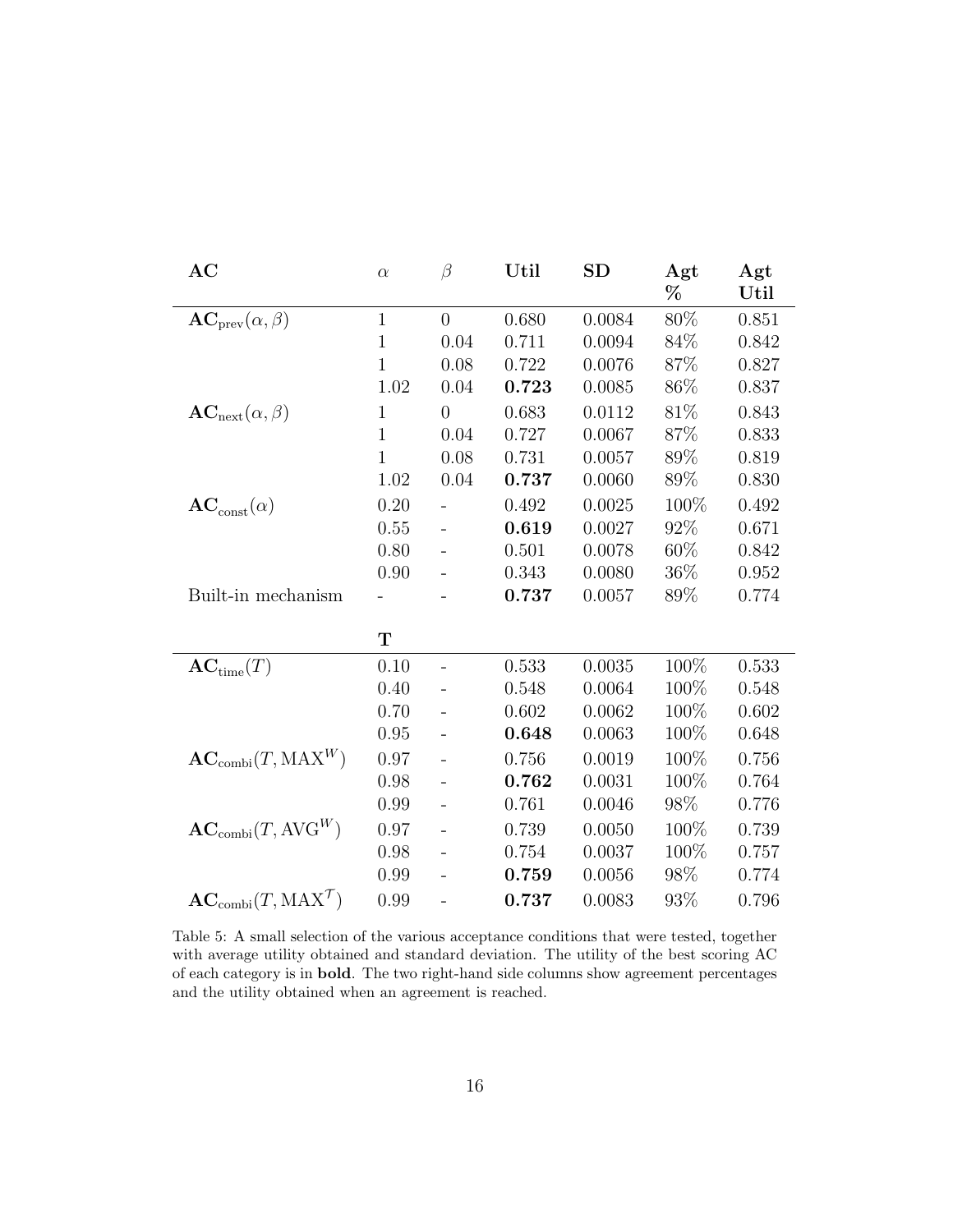| AC | $\alpha$ | $\beta$ | Util | SD | Agt % | Agt Util |
|---|---|---|---|---|---|---|
| $\mathbf{AC}_{\text{prev}}(\alpha, \beta)$ | 1 | 0 | 0.680 | 0.0084 | 80% | 0.851 |
| | 1 | 0.04 | 0.711 | 0.0094 | 84% | 0.842 |
| | 1 | 0.08 | 0.722 | 0.0076 | 87% | 0.827 |
| | 1.02 | 0.04 | **0.723** | 0.0085 | 86% | 0.837 |
| $\mathbf{AC}_{\text{next}}(\alpha, \beta)$ | 1 | 0 | 0.683 | 0.0112 | 81% | 0.843 |
| | 1 | 0.04 | 0.727 | 0.0067 | 87% | 0.833 |
| | 1 | 0.08 | 0.731 | 0.0057 | 89% | 0.819 |
| | 1.02 | 0.04 | **0.737** | 0.0060 | 89% | 0.830 |
| $\mathbf{AC}_{\text{const}}(\alpha)$ | 0.20 | - | 0.492 | 0.0025 | 100% | 0.492 |
| | 0.55 | - | **0.619** | 0.0027 | 92% | 0.671 |
| | 0.80 | - | 0.501 | 0.0078 | 60% | 0.842 |
| | 0.90 | - | 0.343 | 0.0080 | 36% | 0.952 |
| Built-in mechanism | - | - | **0.737** | 0.0057 | 89% | 0.774 |
| | **T** | | | | | |
| $\mathbf{AC}_{\text{time}}(T)$ | 0.10 | - | 0.533 | 0.0035 | 100% | 0.533 |
| | 0.40 | - | 0.548 | 0.0064 | 100% | 0.548 |
| | 0.70 | - | 0.602 | 0.0062 | 100% | 0.602 |
| | 0.95 | - | **0.648** | 0.0063 | 100% | 0.648 |
| $\mathbf{AC}_{\text{combi}}(T, \text{MAX}^W)$ | 0.97 | - | 0.756 | 0.0019 | 100% | 0.756 |
| | 0.98 | - | **0.762** | 0.0031 | 100% | 0.764 |
| | 0.99 | - | 0.761 | 0.0046 | 98% | 0.776 |
| $\mathbf{AC}_{\text{combi}}(T, \text{AVG}^W)$ | 0.97 | - | 0.739 | 0.0050 | 100% | 0.739 |
| | 0.98 | - | 0.754 | 0.0037 | 100% | 0.757 |
| | 0.99 | - | **0.759** | 0.0056 | 98% | 0.774 |
| $\mathbf{AC}_{\text{combi}}(T, \text{MAX}^{\mathcal{T}})$ | 0.99 | - | **0.737** | 0.0083 | 93% | 0.796 |

Table 5: A small selection of the various acceptance conditions that were tested, together with average utility obtained and standard deviation. The utility of the best scoring AC of each category is in **bold**. The two right-hand side columns show agreement percentages and the utility obtained when an agreement is reached.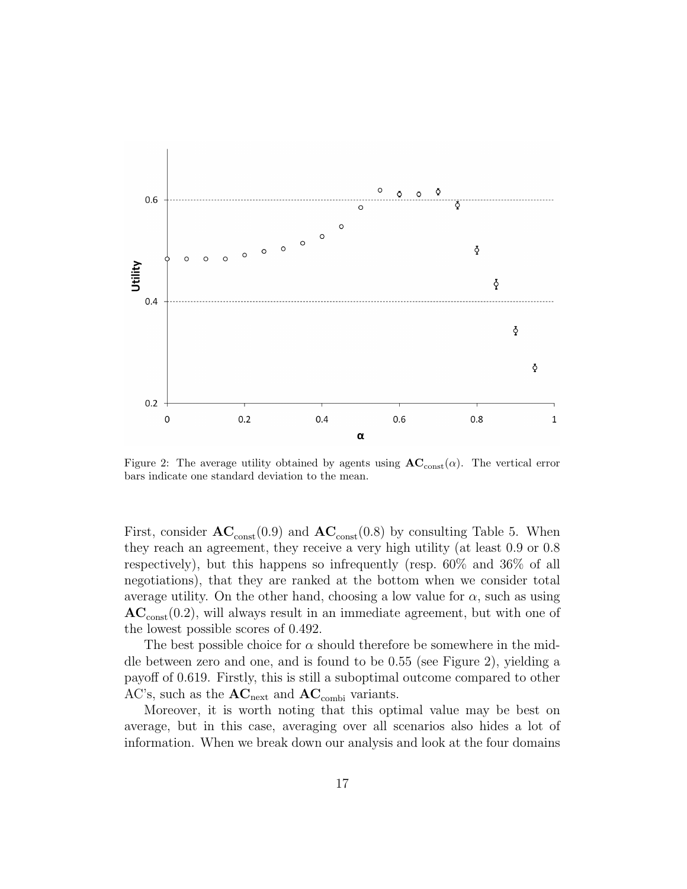Figure 2: The average utility obtained by agents using $\mathbf{AC}_{\text{const}}(\alpha)$. The vertical error bars indicate one standard deviation to the mean.

First, consider $\mathbf{AC}_{\text{const}}(0.9)$ and $\mathbf{AC}_{\text{const}}(0.8)$ by consulting Table 5. When they reach an agreement, they receive a very high utility (at least 0.9 or 0.8 respectively), but this happens so infrequently (resp. 60% and 36% of all negotiations), that they are ranked at the bottom when we consider total average utility. On the other hand, choosing a low value for $\alpha$, such as using $\mathbf{AC}_{\text{const}}(0.2)$, will always result in an immediate agreement, but with one of the lowest possible scores of 0.492.

The best possible choice for $\alpha$ should therefore be somewhere in the middle between zero and one, and is found to be 0.55 (see Figure 2), yielding a payoff of 0.619. Firstly, this is still a suboptimal outcome compared to other AC's, such as the $\mathbf{AC}_{\text{next}}$ and $\mathbf{AC}_{\text{combi}}$ variants.

Moreover, it is worth noting that this optimal value may be best on average, but in this case, averaging over all scenarios also hides a lot of information. When we break down our analysis and look at the four domains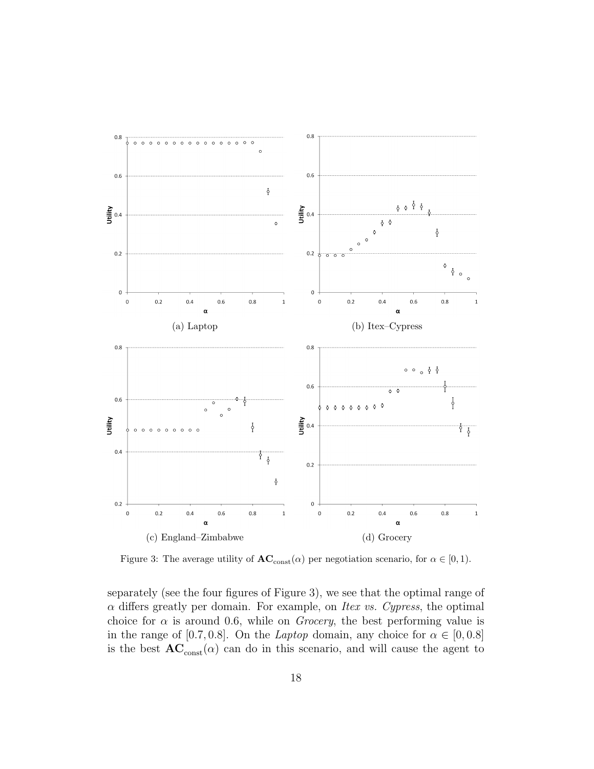(a) Laptop

(b) Itex–Cypress

(c) England–Zimbabwe

(d) Grocery

Figure 3: The average utility of $\mathbf{AC}_{\text{const}}(\alpha)$ per negotiation scenario, for $\alpha \in [0, 1)$.

separately (see the four figures of Figure 3), we see that the optimal range of $\alpha$ differs greatly per domain. For example, on *Itex vs. Cypress*, the optimal choice for $\alpha$ is around 0.6, while on *Grocery*, the best performing value is in the range of $[0.7, 0.8]$. On the *Laptop* domain, any choice for $\alpha \in [0, 0.8]$ is the best $\mathbf{AC}_{\text{const}}(\alpha)$ can do in this scenario, and will cause the agent to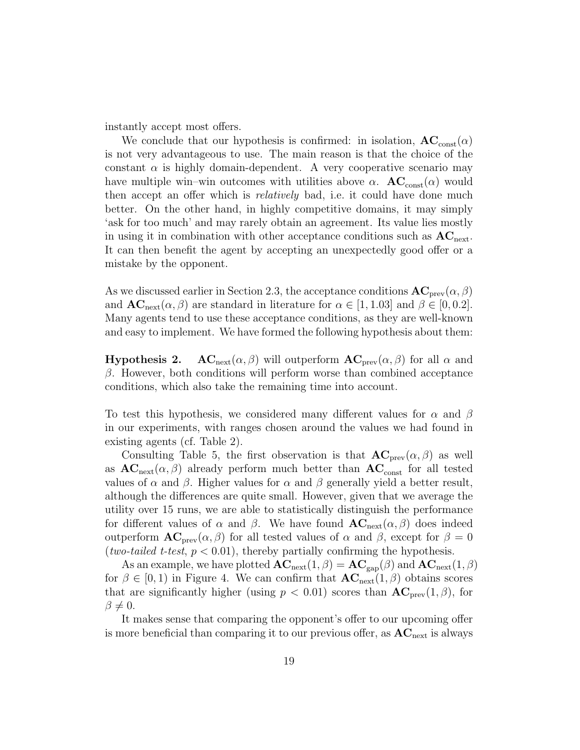instantly accept most offers.

We conclude that our hypothesis is confirmed: in isolation, $\mathbf{AC}_{\text{const}}(\alpha)$ is not very advantageous to use. The main reason is that the choice of the constant $\alpha$ is highly domain-dependent. A very cooperative scenario may have multiple win–win outcomes with utilities above $\alpha$. $\mathbf{AC}_{\text{const}}(\alpha)$ would then accept an offer which is *relatively* bad, i.e. it could have done much better. On the other hand, in highly competitive domains, it may simply 'ask for too much' and may rarely obtain an agreement. Its value lies mostly in using it in combination with other acceptance conditions such as $\mathbf{AC}_{\text{next}}$. It can then benefit the agent by accepting an unexpectedly good offer or a mistake by the opponent.

As we discussed earlier in Section 2.3, the acceptance conditions $\mathbf{AC}_{\text{prev}}(\alpha, \beta)$ and $\mathbf{AC}_{\text{next}}(\alpha, \beta)$ are standard in literature for $\alpha \in [1, 1.03]$ and $\beta \in [0, 0.2]$. Many agents tend to use these acceptance conditions, as they are well-known and easy to implement. We have formed the following hypothesis about them:

**Hypothesis 2.** $\mathbf{AC}_{\text{next}}(\alpha, \beta)$ will outperform $\mathbf{AC}_{\text{prev}}(\alpha, \beta)$ for all $\alpha$ and $\beta$. However, both conditions will perform worse than combined acceptance conditions, which also take the remaining time into account.

To test this hypothesis, we considered many different values for $\alpha$ and $\beta$ in our experiments, with ranges chosen around the values we had found in existing agents (cf. Table 2).

Consulting Table 5, the first observation is that $\mathbf{AC}_{\text{prev}}(\alpha, \beta)$ as well as $\mathbf{AC}_{\text{next}}(\alpha, \beta)$ already perform much better than $\mathbf{AC}_{\text{const}}$ for all tested values of $\alpha$ and $\beta$. Higher values for $\alpha$ and $\beta$ generally yield a better result, although the differences are quite small. However, given that we average the utility over 15 runs, we are able to statistically distinguish the performance for different values of $\alpha$ and $\beta$. We have found $\mathbf{AC}_{\text{next}}(\alpha, \beta)$ does indeed outperform $\mathbf{AC}_{\text{prev}}(\alpha, \beta)$ for all tested values of $\alpha$ and $\beta$, except for $\beta = 0$ (*two-tailed t-test*, $p < 0.01$), thereby partially confirming the hypothesis.

As an example, we have plotted $\mathbf{AC}_{\text{next}}(1, \beta) = \mathbf{AC}_{\text{gap}}(\beta)$ and $\mathbf{AC}_{\text{next}}(1, \beta)$ for $\beta \in [0, 1)$ in Figure 4. We can confirm that $\mathbf{AC}_{\text{next}}(1, \beta)$ obtains scores that are significantly higher (using $p < 0.01$) scores than $\mathbf{AC}_{\text{prev}}(1, \beta)$, for $\beta \neq 0$.

It makes sense that comparing the opponent's offer to our upcoming offer is more beneficial than comparing it to our previous offer, as $\mathbf{AC}_{\text{next}}$ is always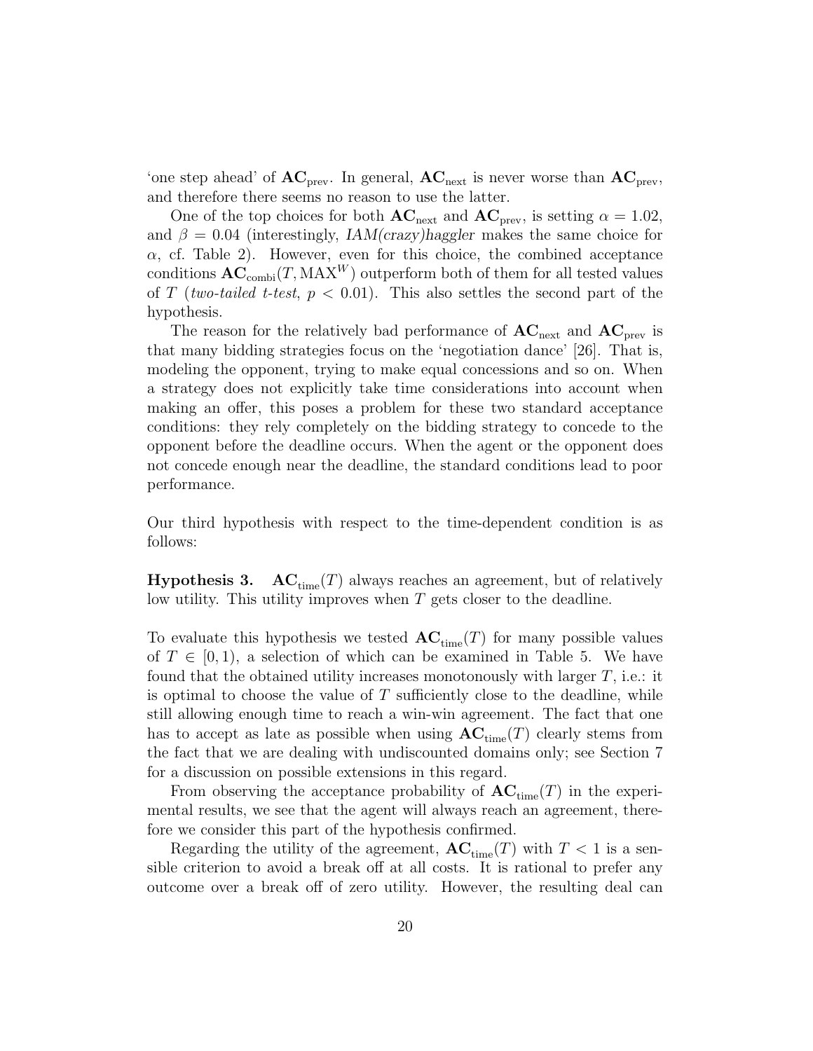'one step ahead' of $\mathbf{AC}_{\text{prev}}$. In general, $\mathbf{AC}_{\text{next}}$ is never worse than $\mathbf{AC}_{\text{prev}}$, and therefore there seems no reason to use the latter.

One of the top choices for both $\mathbf{AC}_{\text{next}}$ and $\mathbf{AC}_{\text{prev}}$, is setting $\alpha = 1.02$, and $\beta = 0.04$ (interestingly, *IAM(crazy)haggler* makes the same choice for $\alpha$, cf. Table 2). However, even for this choice, the combined acceptance conditions $\mathbf{AC}_{\text{combi}}(T, \text{MAX}^W)$ outperform both of them for all tested values of $T$ (*two-tailed t-test*, $p < 0.01$). This also settles the second part of the hypothesis.

The reason for the relatively bad performance of $\mathbf{AC}_{\text{next}}$ and $\mathbf{AC}_{\text{prev}}$ is that many bidding strategies focus on the 'negotiation dance' [26]. That is, modeling the opponent, trying to make equal concessions and so on. When a strategy does not explicitly take time considerations into account when making an offer, this poses a problem for these two standard acceptance conditions: they rely completely on the bidding strategy to concede to the opponent before the deadline occurs. When the agent or the opponent does not concede enough near the deadline, the standard conditions lead to poor performance.

Our third hypothesis with respect to the time-dependent condition is as follows:

**Hypothesis 3.** $\mathbf{AC}_{\text{time}}(T)$ always reaches an agreement, but of relatively low utility. This utility improves when $T$ gets closer to the deadline.

To evaluate this hypothesis we tested $\mathbf{AC}_{\text{time}}(T)$ for many possible values of $T \in [0, 1)$, a selection of which can be examined in Table 5. We have found that the obtained utility increases monotonously with larger $T$, i.e.: it is optimal to choose the value of $T$ sufficiently close to the deadline, while still allowing enough time to reach a win-win agreement. The fact that one has to accept as late as possible when using $\mathbf{AC}_{\text{time}}(T)$ clearly stems from the fact that we are dealing with undiscounted domains only; see Section 7 for a discussion on possible extensions in this regard.

From observing the acceptance probability of $\mathbf{AC}_{\text{time}}(T)$ in the experimental results, we see that the agent will always reach an agreement, therefore we consider this part of the hypothesis confirmed.

Regarding the utility of the agreement, $\mathbf{AC}_{\text{time}}(T)$ with $T < 1$ is a sensible criterion to avoid a break off at all costs. It is rational to prefer any outcome over a break off of zero utility. However, the resulting deal can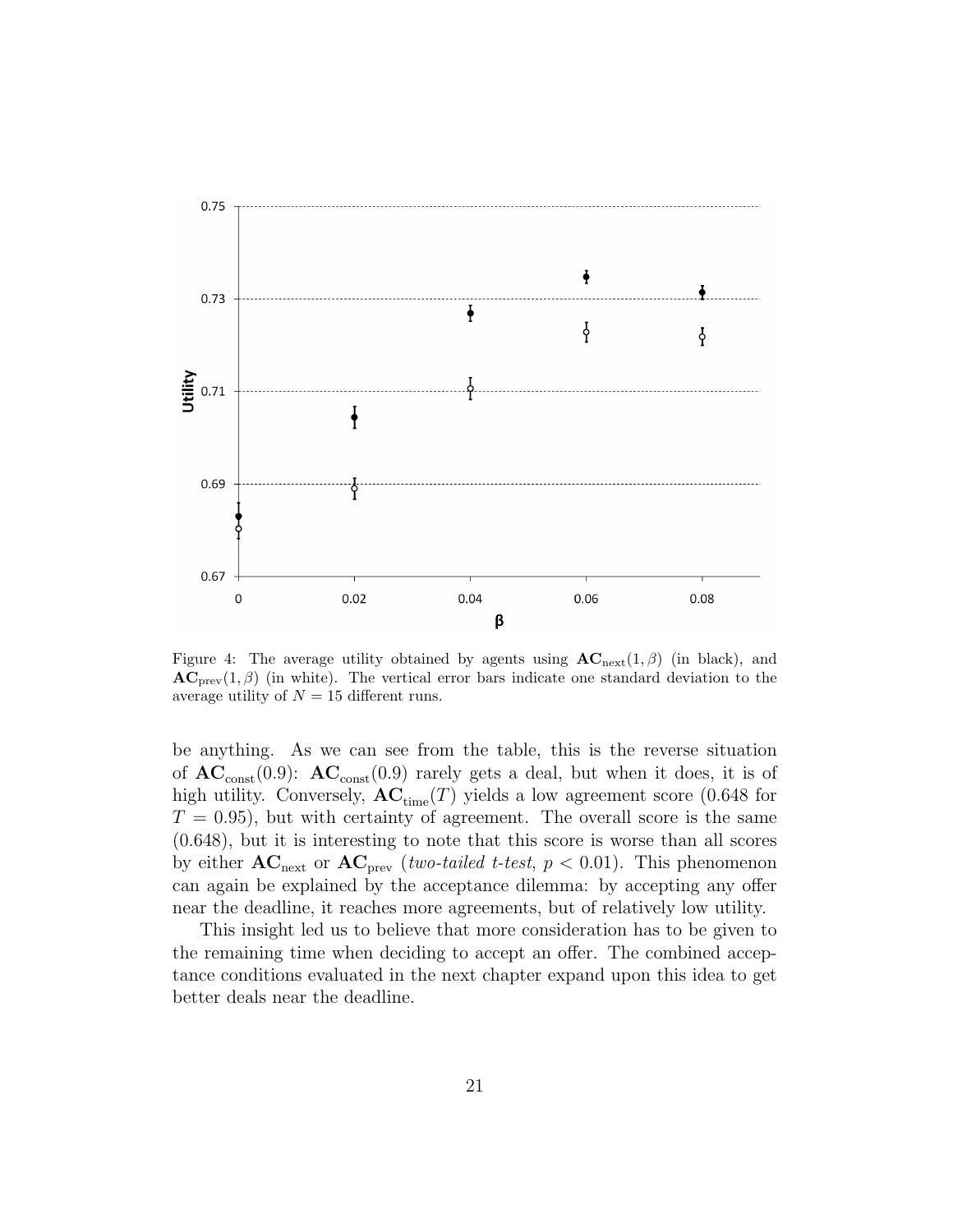Figure 4: The average utility obtained by agents using $\mathbf{AC}_{\text{next}}(1, \beta)$ (in black), and $\mathbf{AC}_{\text{prev}}(1, \beta)$ (in white). The vertical error bars indicate one standard deviation to the average utility of $N = 15$ different runs.

be anything. As we can see from the table, this is the reverse situation of $\mathbf{AC}_{\text{const}}(0.9)$: $\mathbf{AC}_{\text{const}}(0.9)$ rarely gets a deal, but when it does, it is of high utility. Conversely, $\mathbf{AC}_{\text{time}}(T)$ yields a low agreement score (0.648 for $T = 0.95$), but with certainty of agreement. The overall score is the same (0.648), but it is interesting to note that this score is worse than all scores by either $\mathbf{AC}_{\text{next}}$ or $\mathbf{AC}_{\text{prev}}$ (*two-tailed t-test*, $p < 0.01$). This phenomenon can again be explained by the acceptance dilemma: by accepting any offer near the deadline, it reaches more agreements, but of relatively low utility.

This insight led us to believe that more consideration has to be given to the remaining time when deciding to accept an offer. The combined acceptance conditions evaluated in the next chapter expand upon this idea to get better deals near the deadline.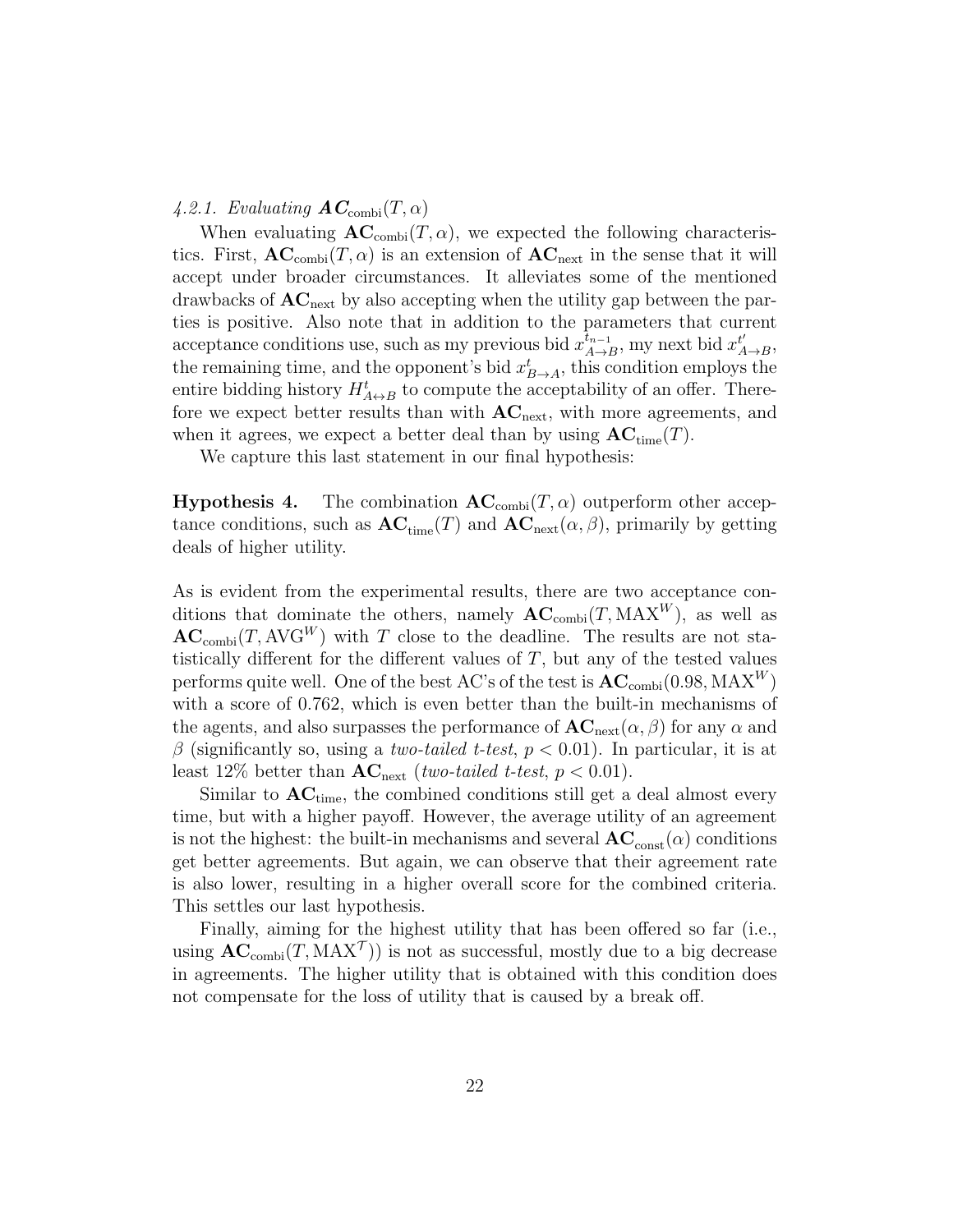#### 4.2.1. Evaluating $\boldsymbol{AC}_{\text{combi}}(T, \alpha)$

When evaluating $\mathbf{AC}_{\text{combi}}(T, \alpha)$, we expected the following characteristics. First, $\mathbf{AC}_{\text{combi}}(T, \alpha)$ is an extension of $\mathbf{AC}_{\text{next}}$ in the sense that it will accept under broader circumstances. It alleviates some of the mentioned drawbacks of $\mathbf{AC}_{\text{next}}$ by also accepting when the utility gap between the parties is positive. Also note that in addition to the parameters that current acceptance conditions use, such as my previous bid $x^{t_{n-1}}_{A \to B}$, my next bid $x^{t'}_{A \to B}$, the remaining time, and the opponent's bid $x^{t}_{B \to A}$, this condition employs the entire bidding history $H^{t}_{A \leftrightarrow B}$ to compute the acceptability of an offer. Therefore we expect better results than with $\mathbf{AC}_{\text{next}}$, with more agreements, and when it agrees, we expect a better deal than by using $\mathbf{AC}_{\text{time}}(T)$.

We capture this last statement in our final hypothesis:

**Hypothesis 4.** The combination $\mathbf{AC}_{\text{combi}}(T, \alpha)$ outperform other acceptance conditions, such as $\mathbf{AC}_{\text{time}}(T)$ and $\mathbf{AC}_{\text{next}}(\alpha, \beta)$, primarily by getting deals of higher utility.

As is evident from the experimental results, there are two acceptance conditions that dominate the others, namely $\mathbf{AC}_{\text{combi}}(T, \text{MAX}^{W})$, as well as $\mathbf{AC}_{\text{combi}}(T, \text{AVG}^{W})$ with $T$ close to the deadline. The results are not statistically different for the different values of $T$, but any of the tested values performs quite well. One of the best AC's of the test is $\mathbf{AC}_{\text{combi}}(0.98, \text{MAX}^{W})$ with a score of 0.762, which is even better than the built-in mechanisms of the agents, and also surpasses the performance of $\mathbf{AC}_{\text{next}}(\alpha, \beta)$ for any $\alpha$ and $\beta$ (significantly so, using a *two-tailed t-test*, $p < 0.01$). In particular, it is at least 12% better than $\mathbf{AC}_{\text{next}}$ (*two-tailed t-test*, $p < 0.01$).

Similar to $\mathbf{AC}_{\text{time}}$, the combined conditions still get a deal almost every time, but with a higher payoff. However, the average utility of an agreement is not the highest: the built-in mechanisms and several $\mathbf{AC}_{\text{const}}(\alpha)$ conditions get better agreements. But again, we can observe that their agreement rate is also lower, resulting in a higher overall score for the combined criteria. This settles our last hypothesis.

Finally, aiming for the highest utility that has been offered so far (i.e., using $\mathbf{AC}_{\text{combi}}(T, \text{MAX}^{\mathcal{T}})$) is not as successful, mostly due to a big decrease in agreements. The higher utility that is obtained with this condition does not compensate for the loss of utility that is caused by a break off.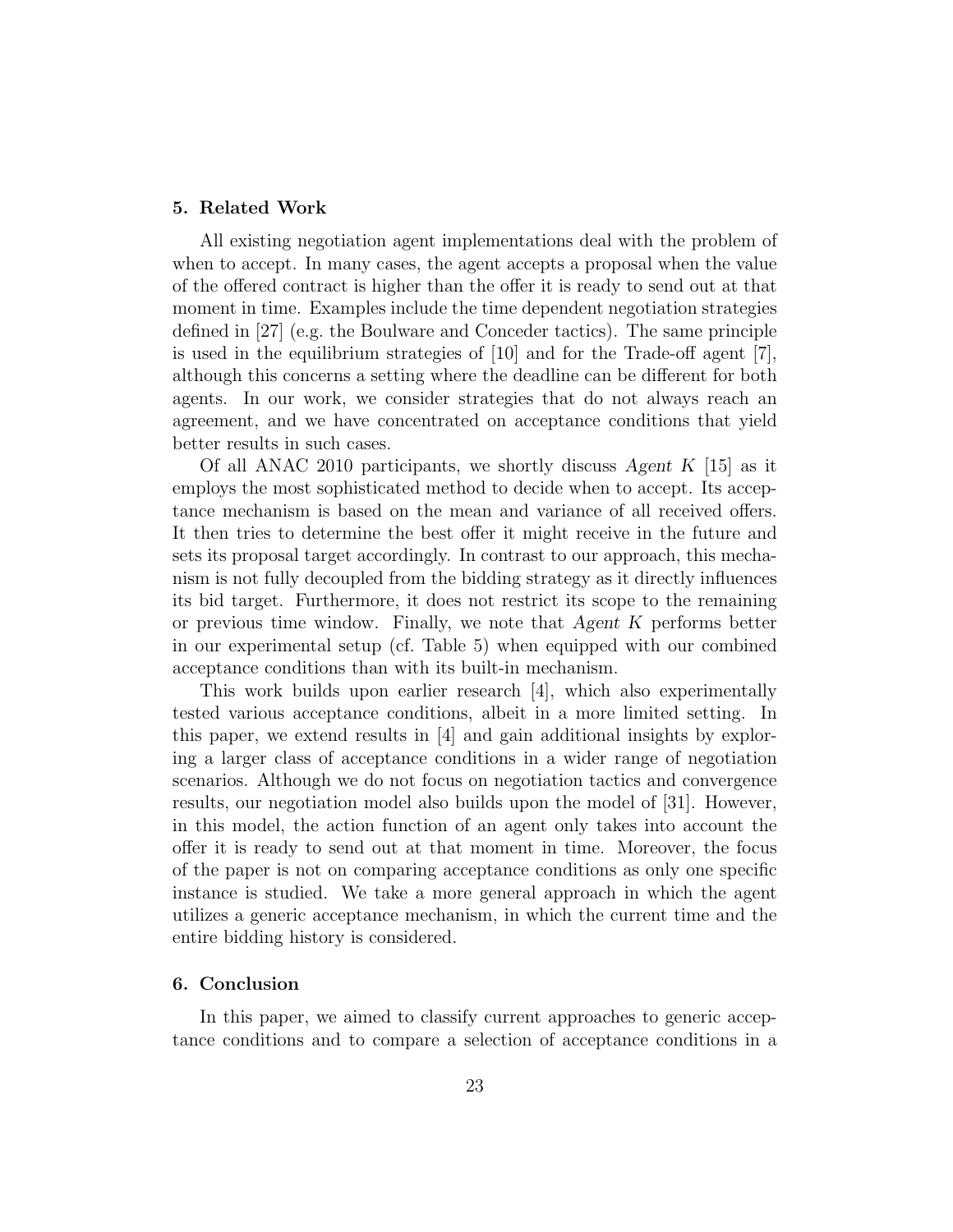## 5. Related Work

All existing negotiation agent implementations deal with the problem of when to accept. In many cases, the agent accepts a proposal when the value of the offered contract is higher than the offer it is ready to send out at that moment in time. Examples include the time dependent negotiation strategies defined in [27] (e.g. the Boulware and Conceder tactics). The same principle is used in the equilibrium strategies of [10] and for the Trade-off agent [7], although this concerns a setting where the deadline can be different for both agents. In our work, we consider strategies that do not always reach an agreement, and we have concentrated on acceptance conditions that yield better results in such cases.

Of all ANAC 2010 participants, we shortly discuss *Agent K* [15] as it employs the most sophisticated method to decide when to accept. Its acceptance mechanism is based on the mean and variance of all received offers. It then tries to determine the best offer it might receive in the future and sets its proposal target accordingly. In contrast to our approach, this mechanism is not fully decoupled from the bidding strategy as it directly influences its bid target. Furthermore, it does not restrict its scope to the remaining or previous time window. Finally, we note that *Agent K* performs better in our experimental setup (cf. Table 5) when equipped with our combined acceptance conditions than with its built-in mechanism.

This work builds upon earlier research [4], which also experimentally tested various acceptance conditions, albeit in a more limited setting. In this paper, we extend results in [4] and gain additional insights by exploring a larger class of acceptance conditions in a wider range of negotiation scenarios. Although we do not focus on negotiation tactics and convergence results, our negotiation model also builds upon the model of [31]. However, in this model, the action function of an agent only takes into account the offer it is ready to send out at that moment in time. Moreover, the focus of the paper is not on comparing acceptance conditions as only one specific instance is studied. We take a more general approach in which the agent utilizes a generic acceptance mechanism, in which the current time and the entire bidding history is considered.

## 6. Conclusion

In this paper, we aimed to classify current approaches to generic acceptance conditions and to compare a selection of acceptance conditions in a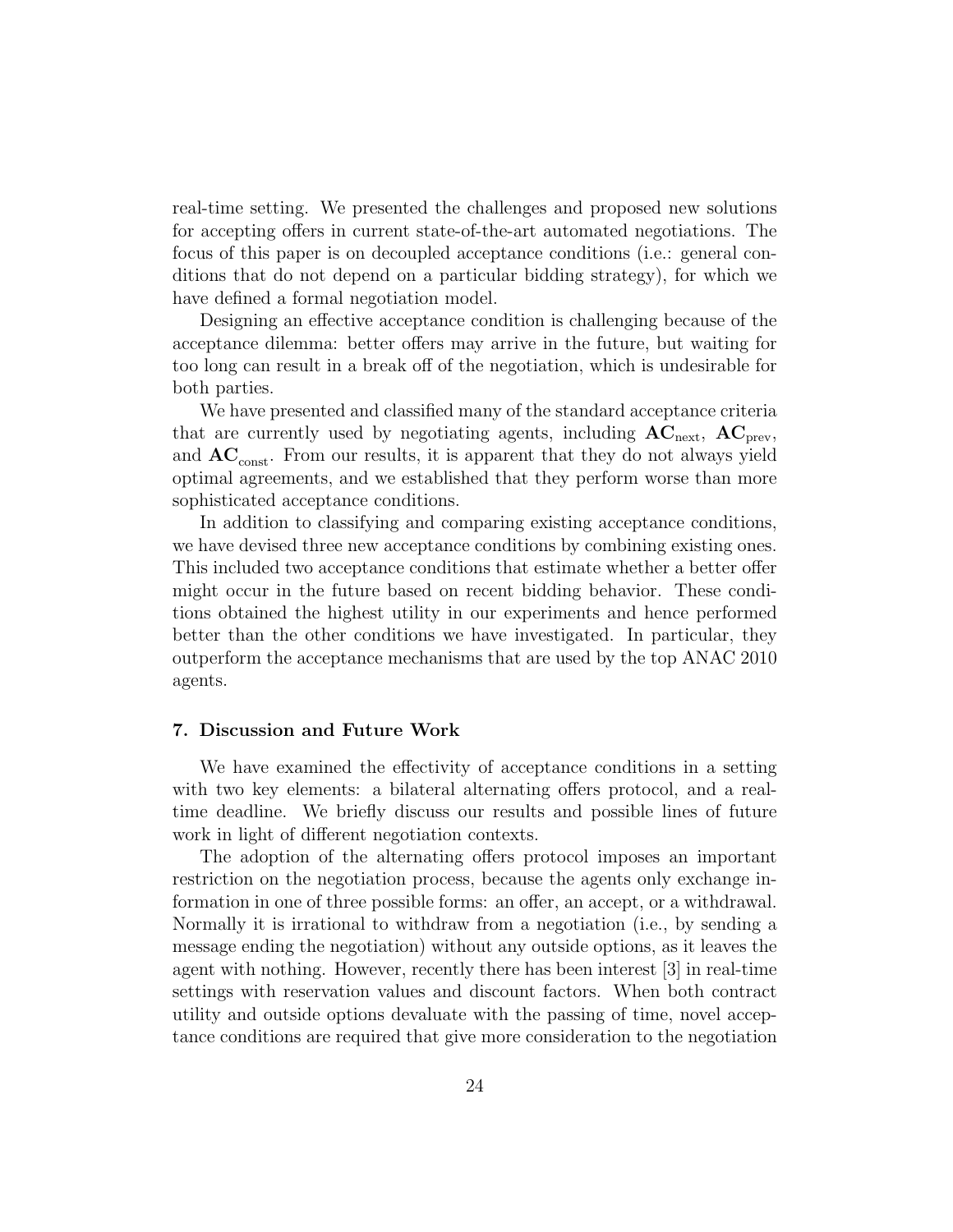real-time setting. We presented the challenges and proposed new solutions for accepting offers in current state-of-the-art automated negotiations. The focus of this paper is on decoupled acceptance conditions (i.e.: general conditions that do not depend on a particular bidding strategy), for which we have defined a formal negotiation model.

Designing an effective acceptance condition is challenging because of the acceptance dilemma: better offers may arrive in the future, but waiting for too long can result in a break off of the negotiation, which is undesirable for both parties.

We have presented and classified many of the standard acceptance criteria that are currently used by negotiating agents, including $\mathbf{AC}_{\text{next}}$, $\mathbf{AC}_{\text{prev}}$, and $\mathbf{AC}_{\text{const}}$. From our results, it is apparent that they do not always yield optimal agreements, and we established that they perform worse than more sophisticated acceptance conditions.

In addition to classifying and comparing existing acceptance conditions, we have devised three new acceptance conditions by combining existing ones. This included two acceptance conditions that estimate whether a better offer might occur in the future based on recent bidding behavior. These conditions obtained the highest utility in our experiments and hence performed better than the other conditions we have investigated. In particular, they outperform the acceptance mechanisms that are used by the top ANAC 2010 agents.

## 7. Discussion and Future Work

We have examined the effectivity of acceptance conditions in a setting with two key elements: a bilateral alternating offers protocol, and a real-time deadline. We briefly discuss our results and possible lines of future work in light of different negotiation contexts.

The adoption of the alternating offers protocol imposes an important restriction on the negotiation process, because the agents only exchange information in one of three possible forms: an offer, an accept, or a withdrawal. Normally it is irrational to withdraw from a negotiation (i.e., by sending a message ending the negotiation) without any outside options, as it leaves the agent with nothing. However, recently there has been interest [3] in real-time settings with reservation values and discount factors. When both contract utility and outside options devaluate with the passing of time, novel acceptance conditions are required that give more consideration to the negotiation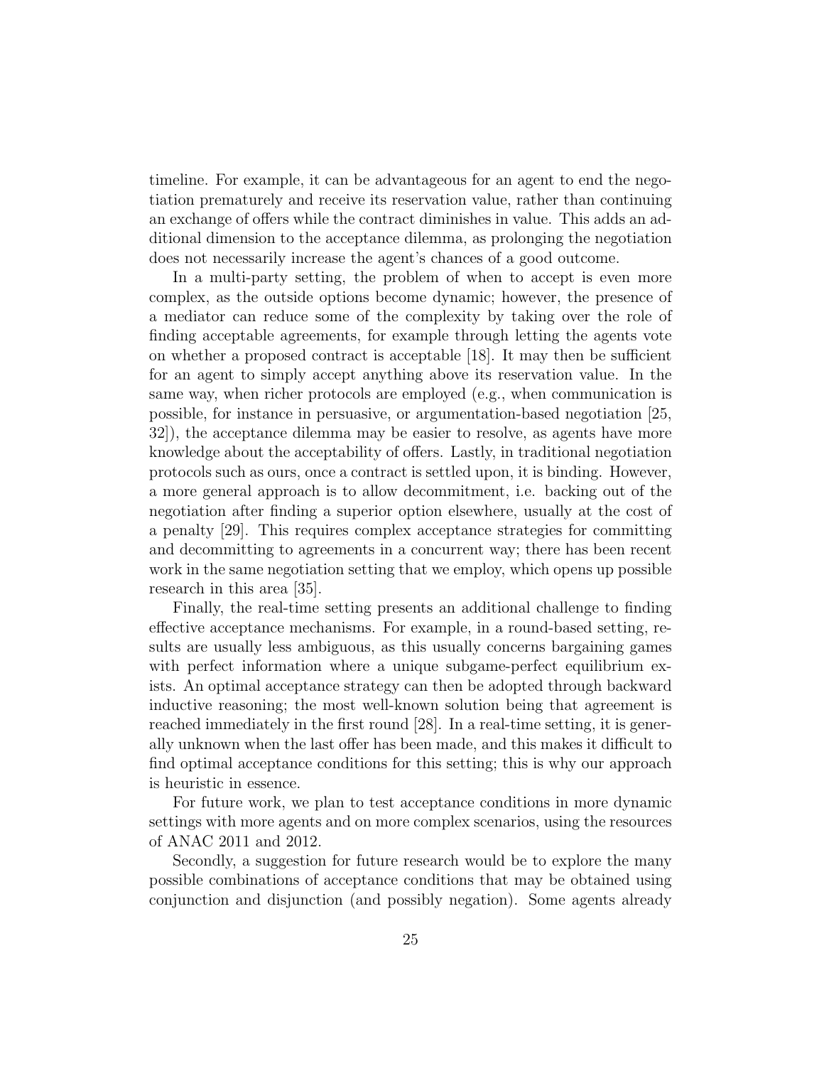timeline. For example, it can be advantageous for an agent to end the negotiation prematurely and receive its reservation value, rather than continuing an exchange of offers while the contract diminishes in value. This adds an additional dimension to the acceptance dilemma, as prolonging the negotiation does not necessarily increase the agent's chances of a good outcome.

In a multi-party setting, the problem of when to accept is even more complex, as the outside options become dynamic; however, the presence of a mediator can reduce some of the complexity by taking over the role of finding acceptable agreements, for example through letting the agents vote on whether a proposed contract is acceptable [18]. It may then be sufficient for an agent to simply accept anything above its reservation value. In the same way, when richer protocols are employed (e.g., when communication is possible, for instance in persuasive, or argumentation-based negotiation [25, 32]), the acceptance dilemma may be easier to resolve, as agents have more knowledge about the acceptability of offers. Lastly, in traditional negotiation protocols such as ours, once a contract is settled upon, it is binding. However, a more general approach is to allow decommitment, i.e. backing out of the negotiation after finding a superior option elsewhere, usually at the cost of a penalty [29]. This requires complex acceptance strategies for committing and decommitting to agreements in a concurrent way; there has been recent work in the same negotiation setting that we employ, which opens up possible research in this area [35].

Finally, the real-time setting presents an additional challenge to finding effective acceptance mechanisms. For example, in a round-based setting, results are usually less ambiguous, as this usually concerns bargaining games with perfect information where a unique subgame-perfect equilibrium exists. An optimal acceptance strategy can then be adopted through backward inductive reasoning; the most well-known solution being that agreement is reached immediately in the first round [28]. In a real-time setting, it is generally unknown when the last offer has been made, and this makes it difficult to find optimal acceptance conditions for this setting; this is why our approach is heuristic in essence.

For future work, we plan to test acceptance conditions in more dynamic settings with more agents and on more complex scenarios, using the resources of ANAC 2011 and 2012.

Secondly, a suggestion for future research would be to explore the many possible combinations of acceptance conditions that may be obtained using conjunction and disjunction (and possibly negation). Some agents already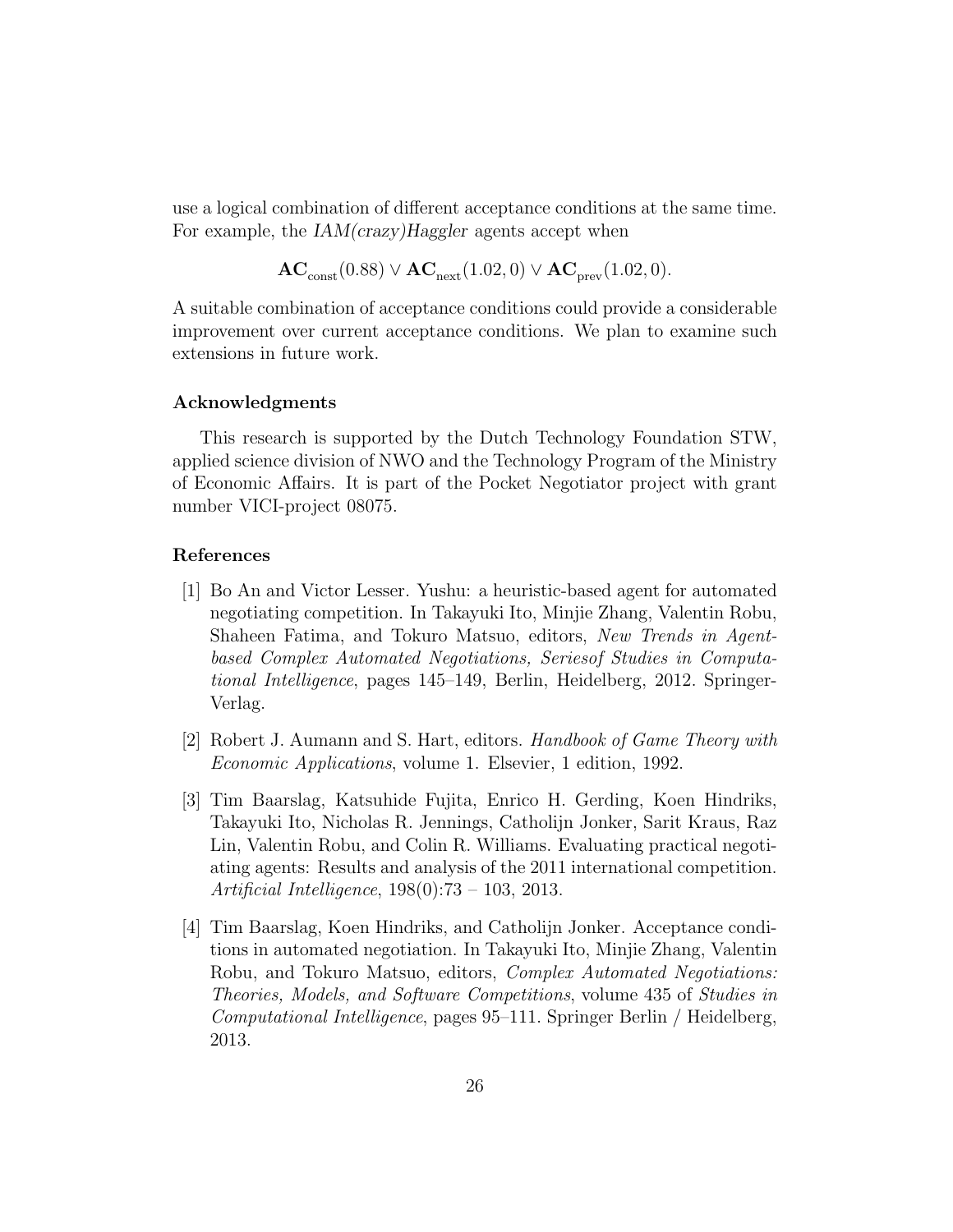use a logical combination of different acceptance conditions at the same time. For example, the *IAM(crazy)Haggler* agents accept when

$$\mathbf{AC}_{\text{const}}(0.88) \vee \mathbf{AC}_{\text{next}}(1.02, 0) \vee \mathbf{AC}_{\text{prev}}(1.02, 0).$$

A suitable combination of acceptance conditions could provide a considerable improvement over current acceptance conditions. We plan to examine such extensions in future work.

### Acknowledgments

This research is supported by the Dutch Technology Foundation STW, applied science division of NWO and the Technology Program of the Ministry of Economic Affairs. It is part of the Pocket Negotiator project with grant number VICI-project 08075.

### References

[1] Bo An and Victor Lesser. Yushu: a heuristic-based agent for automated negotiating competition. In Takayuki Ito, Minjie Zhang, Valentin Robu, Shaheen Fatima, and Tokuro Matsuo, editors, *New Trends in Agent-based Complex Automated Negotiations, Seriesof Studies in Computational Intelligence*, pages 145–149, Berlin, Heidelberg, 2012. Springer-Verlag.

[2] Robert J. Aumann and S. Hart, editors. *Handbook of Game Theory with Economic Applications*, volume 1. Elsevier, 1 edition, 1992.

[3] Tim Baarslag, Katsuhide Fujita, Enrico H. Gerding, Koen Hindriks, Takayuki Ito, Nicholas R. Jennings, Catholijn Jonker, Sarit Kraus, Raz Lin, Valentin Robu, and Colin R. Williams. Evaluating practical negotiating agents: Results and analysis of the 2011 international competition. *Artificial Intelligence*, 198(0):73 – 103, 2013.

[4] Tim Baarslag, Koen Hindriks, and Catholijn Jonker. Acceptance conditions in automated negotiation. In Takayuki Ito, Minjie Zhang, Valentin Robu, and Tokuro Matsuo, editors, *Complex Automated Negotiations: Theories, Models, and Software Competitions*, volume 435 of *Studies in Computational Intelligence*, pages 95–111. Springer Berlin / Heidelberg, 2013.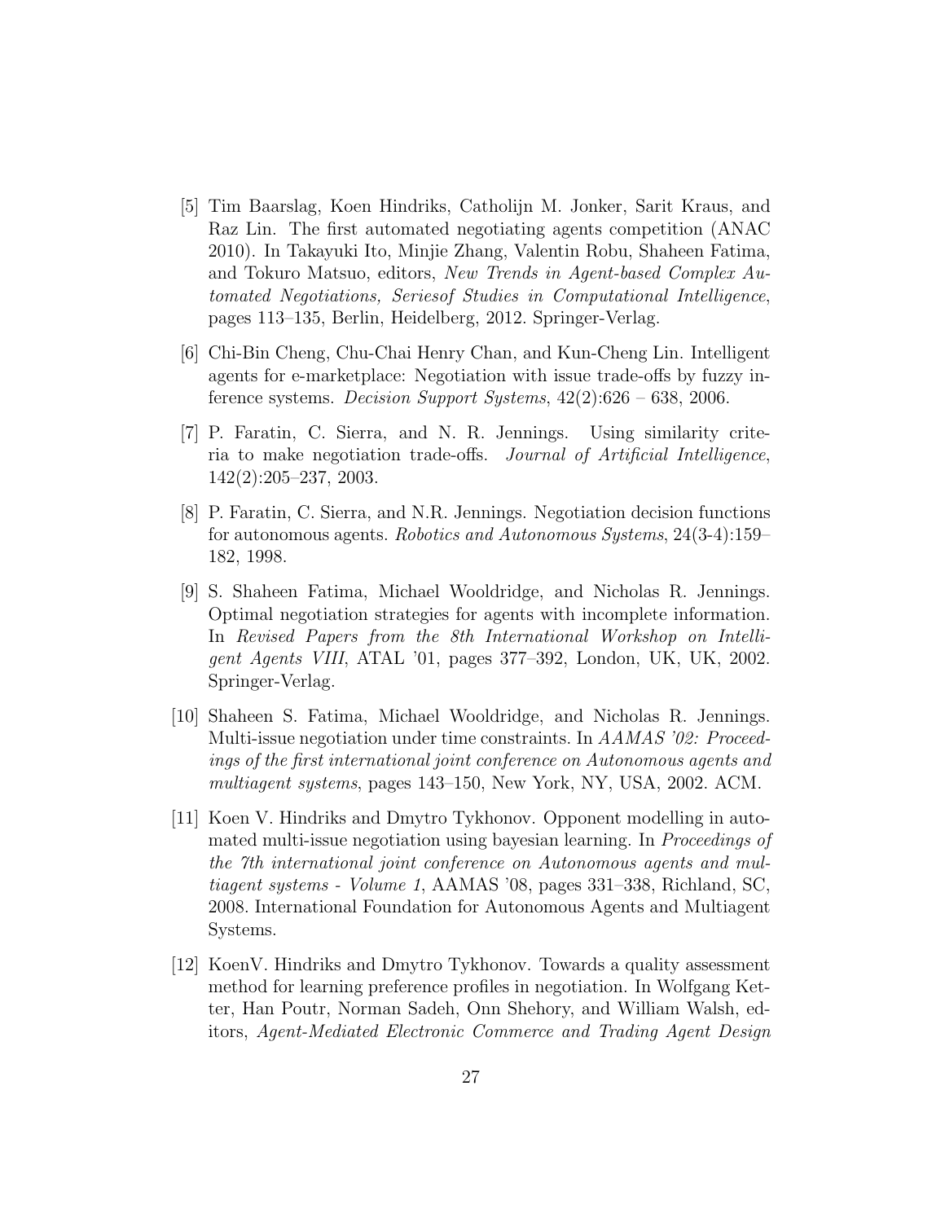[5] Tim Baarslag, Koen Hindriks, Catholijn M. Jonker, Sarit Kraus, and Raz Lin. The first automated negotiating agents competition (ANAC 2010). In Takayuki Ito, Minjie Zhang, Valentin Robu, Shaheen Fatima, and Tokuro Matsuo, editors, *New Trends in Agent-based Complex Automated Negotiations, Seriesof Studies in Computational Intelligence*, pages 113–135, Berlin, Heidelberg, 2012. Springer-Verlag.

[6] Chi-Bin Cheng, Chu-Chai Henry Chan, and Kun-Cheng Lin. Intelligent agents for e-marketplace: Negotiation with issue trade-offs by fuzzy inference systems. *Decision Support Systems*, 42(2):626 – 638, 2006.

[7] P. Faratin, C. Sierra, and N. R. Jennings. Using similarity criteria to make negotiation trade-offs. *Journal of Artificial Intelligence*, 142(2):205–237, 2003.

[8] P. Faratin, C. Sierra, and N.R. Jennings. Negotiation decision functions for autonomous agents. *Robotics and Autonomous Systems*, 24(3-4):159–182, 1998.

[9] S. Shaheen Fatima, Michael Wooldridge, and Nicholas R. Jennings. Optimal negotiation strategies for agents with incomplete information. In *Revised Papers from the 8th International Workshop on Intelligent Agents VIII*, ATAL '01, pages 377–392, London, UK, UK, 2002. Springer-Verlag.

[10] Shaheen S. Fatima, Michael Wooldridge, and Nicholas R. Jennings. Multi-issue negotiation under time constraints. In *AAMAS '02: Proceedings of the first international joint conference on Autonomous agents and multiagent systems*, pages 143–150, New York, NY, USA, 2002. ACM.

[11] Koen V. Hindriks and Dmytro Tykhonov. Opponent modelling in automated multi-issue negotiation using bayesian learning. In *Proceedings of the 7th international joint conference on Autonomous agents and multiagent systems - Volume 1*, AAMAS '08, pages 331–338, Richland, SC, 2008. International Foundation for Autonomous Agents and Multiagent Systems.

[12] KoenV. Hindriks and Dmytro Tykhonov. Towards a quality assessment method for learning preference profiles in negotiation. In Wolfgang Ketter, Han Poutr, Norman Sadeh, Onn Shehory, and William Walsh, editors, *Agent-Mediated Electronic Commerce and Trading Agent Design*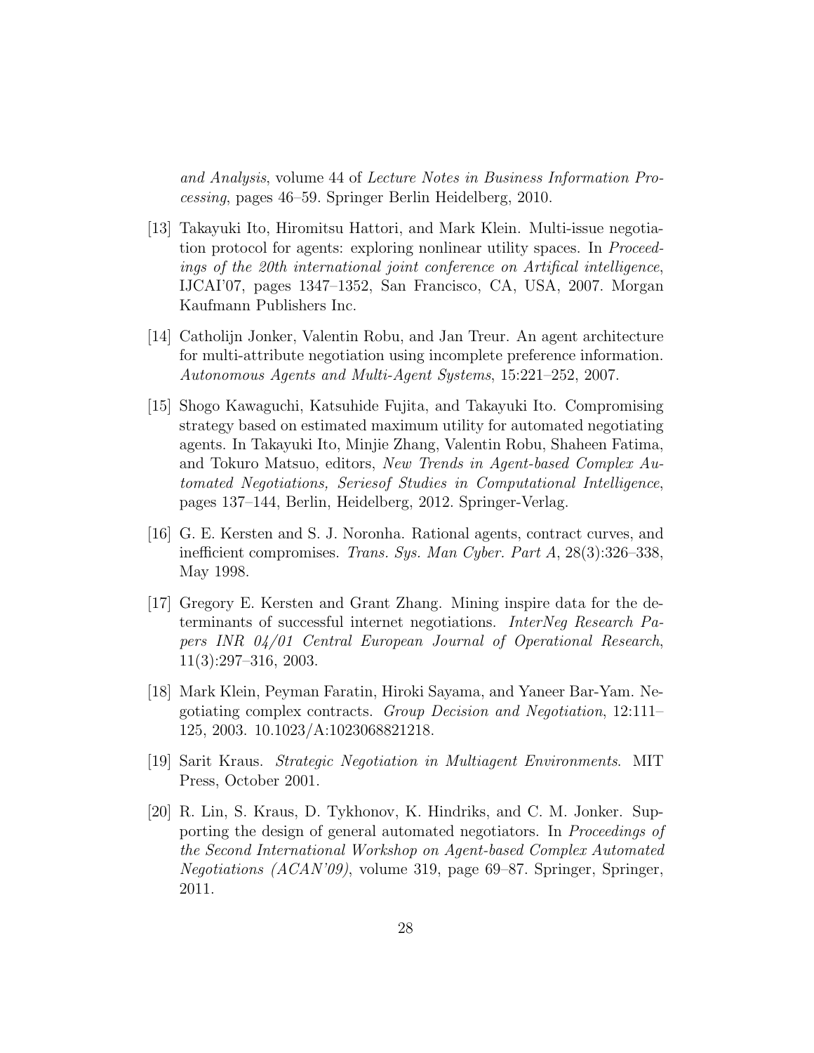*and Analysis*, volume 44 of *Lecture Notes in Business Information Processing*, pages 46–59. Springer Berlin Heidelberg, 2010.

[13] Takayuki Ito, Hiromitsu Hattori, and Mark Klein. Multi-issue negotiation protocol for agents: exploring nonlinear utility spaces. In *Proceedings of the 20th international joint conference on Artifical intelligence*, IJCAI'07, pages 1347–1352, San Francisco, CA, USA, 2007. Morgan Kaufmann Publishers Inc.

[14] Catholijn Jonker, Valentin Robu, and Jan Treur. An agent architecture for multi-attribute negotiation using incomplete preference information. *Autonomous Agents and Multi-Agent Systems*, 15:221–252, 2007.

[15] Shogo Kawaguchi, Katsuhide Fujita, and Takayuki Ito. Compromising strategy based on estimated maximum utility for automated negotiating agents. In Takayuki Ito, Minjie Zhang, Valentin Robu, Shaheen Fatima, and Tokuro Matsuo, editors, *New Trends in Agent-based Complex Automated Negotiations, Seriesof Studies in Computational Intelligence*, pages 137–144, Berlin, Heidelberg, 2012. Springer-Verlag.

[16] G. E. Kersten and S. J. Noronha. Rational agents, contract curves, and inefficient compromises. *Trans. Sys. Man Cyber. Part A*, 28(3):326–338, May 1998.

[17] Gregory E. Kersten and Grant Zhang. Mining inspire data for the determinants of successful internet negotiations. *InterNeg Research Papers INR 04/01 Central European Journal of Operational Research*, 11(3):297–316, 2003.

[18] Mark Klein, Peyman Faratin, Hiroki Sayama, and Yaneer Bar-Yam. Negotiating complex contracts. *Group Decision and Negotiation*, 12:111–125, 2003. 10.1023/A:1023068821218.

[19] Sarit Kraus. *Strategic Negotiation in Multiagent Environments*. MIT Press, October 2001.

[20] R. Lin, S. Kraus, D. Tykhonov, K. Hindriks, and C. M. Jonker. Supporting the design of general automated negotiators. In *Proceedings of the Second International Workshop on Agent-based Complex Automated Negotiations (ACAN'09)*, volume 319, page 69–87. Springer, Springer, 2011.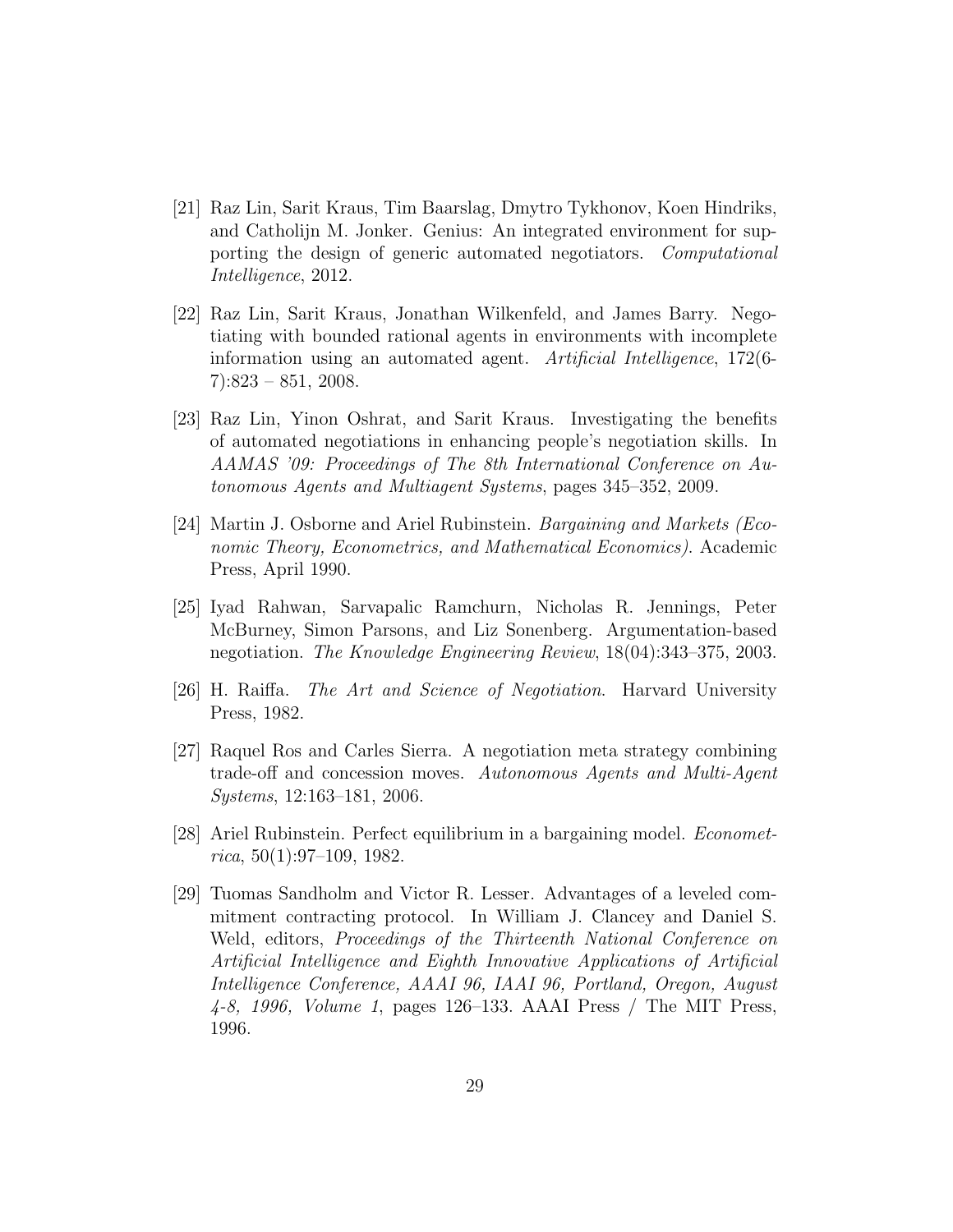[21] Raz Lin, Sarit Kraus, Tim Baarslag, Dmytro Tykhonov, Koen Hindriks, and Catholijn M. Jonker. Genius: An integrated environment for supporting the design of generic automated negotiators. *Computational Intelligence*, 2012.

[22] Raz Lin, Sarit Kraus, Jonathan Wilkenfeld, and James Barry. Negotiating with bounded rational agents in environments with incomplete information using an automated agent. *Artificial Intelligence*, 172(6-7):823 – 851, 2008.

[23] Raz Lin, Yinon Oshrat, and Sarit Kraus. Investigating the benefits of automated negotiations in enhancing people's negotiation skills. In *AAMAS '09: Proceedings of The 8th International Conference on Autonomous Agents and Multiagent Systems*, pages 345–352, 2009.

[24] Martin J. Osborne and Ariel Rubinstein. *Bargaining and Markets (Economic Theory, Econometrics, and Mathematical Economics)*. Academic Press, April 1990.

[25] Iyad Rahwan, Sarvapalic Ramchurn, Nicholas R. Jennings, Peter McBurney, Simon Parsons, and Liz Sonenberg. Argumentation-based negotiation. *The Knowledge Engineering Review*, 18(04):343–375, 2003.

[26] H. Raiffa. *The Art and Science of Negotiation*. Harvard University Press, 1982.

[27] Raquel Ros and Carles Sierra. A negotiation meta strategy combining trade-off and concession moves. *Autonomous Agents and Multi-Agent Systems*, 12:163–181, 2006.

[28] Ariel Rubinstein. Perfect equilibrium in a bargaining model. *Econometrica*, 50(1):97–109, 1982.

[29] Tuomas Sandholm and Victor R. Lesser. Advantages of a leveled commitment contracting protocol. In William J. Clancey and Daniel S. Weld, editors, *Proceedings of the Thirteenth National Conference on Artificial Intelligence and Eighth Innovative Applications of Artificial Intelligence Conference, AAAI 96, IAAI 96, Portland, Oregon, August 4-8, 1996, Volume 1*, pages 126–133. AAAI Press / The MIT Press, 1996.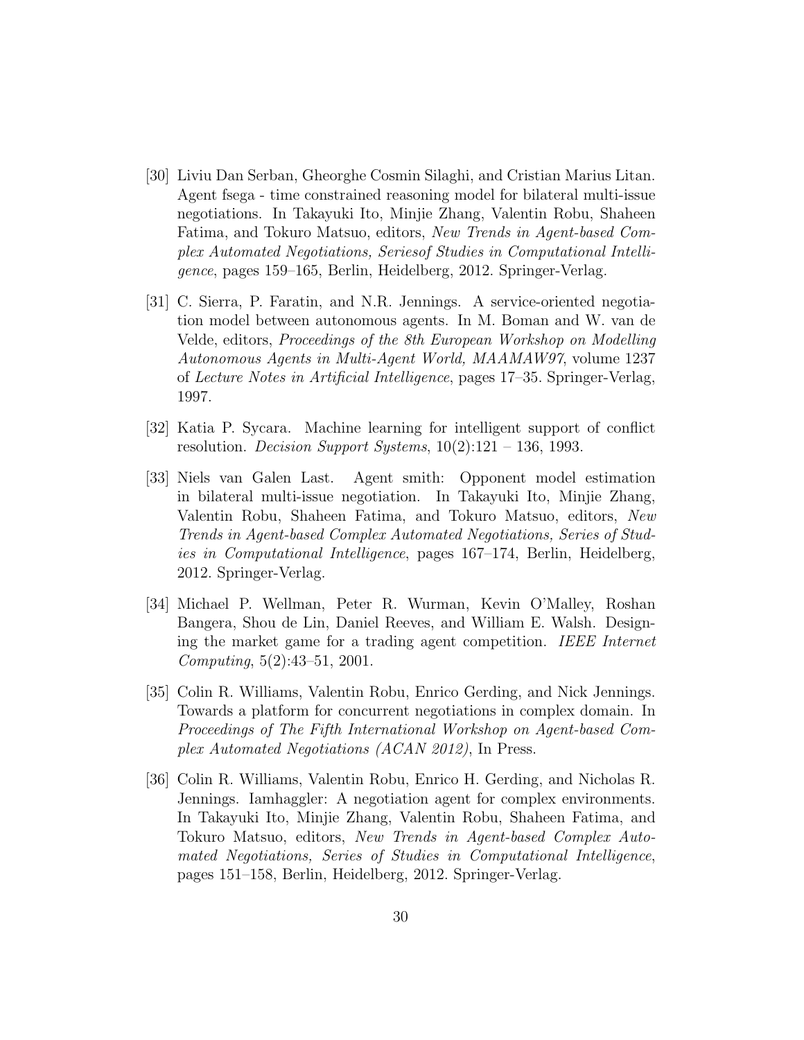[30] Liviu Dan Serban, Gheorghe Cosmin Silaghi, and Cristian Marius Litan. Agent fsega - time constrained reasoning model for bilateral multi-issue negotiations. In Takayuki Ito, Minjie Zhang, Valentin Robu, Shaheen Fatima, and Tokuro Matsuo, editors, *New Trends in Agent-based Complex Automated Negotiations, Seriesof Studies in Computational Intelligence*, pages 159–165, Berlin, Heidelberg, 2012. Springer-Verlag.

[31] C. Sierra, P. Faratin, and N.R. Jennings. A service-oriented negotiation model between autonomous agents. In M. Boman and W. van de Velde, editors, *Proceedings of the 8th European Workshop on Modelling Autonomous Agents in Multi-Agent World, MAAMAW97*, volume 1237 of *Lecture Notes in Artificial Intelligence*, pages 17–35. Springer-Verlag, 1997.

[32] Katia P. Sycara. Machine learning for intelligent support of conflict resolution. *Decision Support Systems*, 10(2):121 – 136, 1993.

[33] Niels van Galen Last. Agent smith: Opponent model estimation in bilateral multi-issue negotiation. In Takayuki Ito, Minjie Zhang, Valentin Robu, Shaheen Fatima, and Tokuro Matsuo, editors, *New Trends in Agent-based Complex Automated Negotiations, Series of Studies in Computational Intelligence*, pages 167–174, Berlin, Heidelberg, 2012. Springer-Verlag.

[34] Michael P. Wellman, Peter R. Wurman, Kevin O'Malley, Roshan Bangera, Shou de Lin, Daniel Reeves, and William E. Walsh. Designing the market game for a trading agent competition. *IEEE Internet Computing*, 5(2):43–51, 2001.

[35] Colin R. Williams, Valentin Robu, Enrico Gerding, and Nick Jennings. Towards a platform for concurrent negotiations in complex domain. In *Proceedings of The Fifth International Workshop on Agent-based Complex Automated Negotiations (ACAN 2012)*, In Press.

[36] Colin R. Williams, Valentin Robu, Enrico H. Gerding, and Nicholas R. Jennings. Iamhaggler: A negotiation agent for complex environments. In Takayuki Ito, Minjie Zhang, Valentin Robu, Shaheen Fatima, and Tokuro Matsuo, editors, *New Trends in Agent-based Complex Automated Negotiations, Series of Studies in Computational Intelligence*, pages 151–158, Berlin, Heidelberg, 2012. Springer-Verlag.